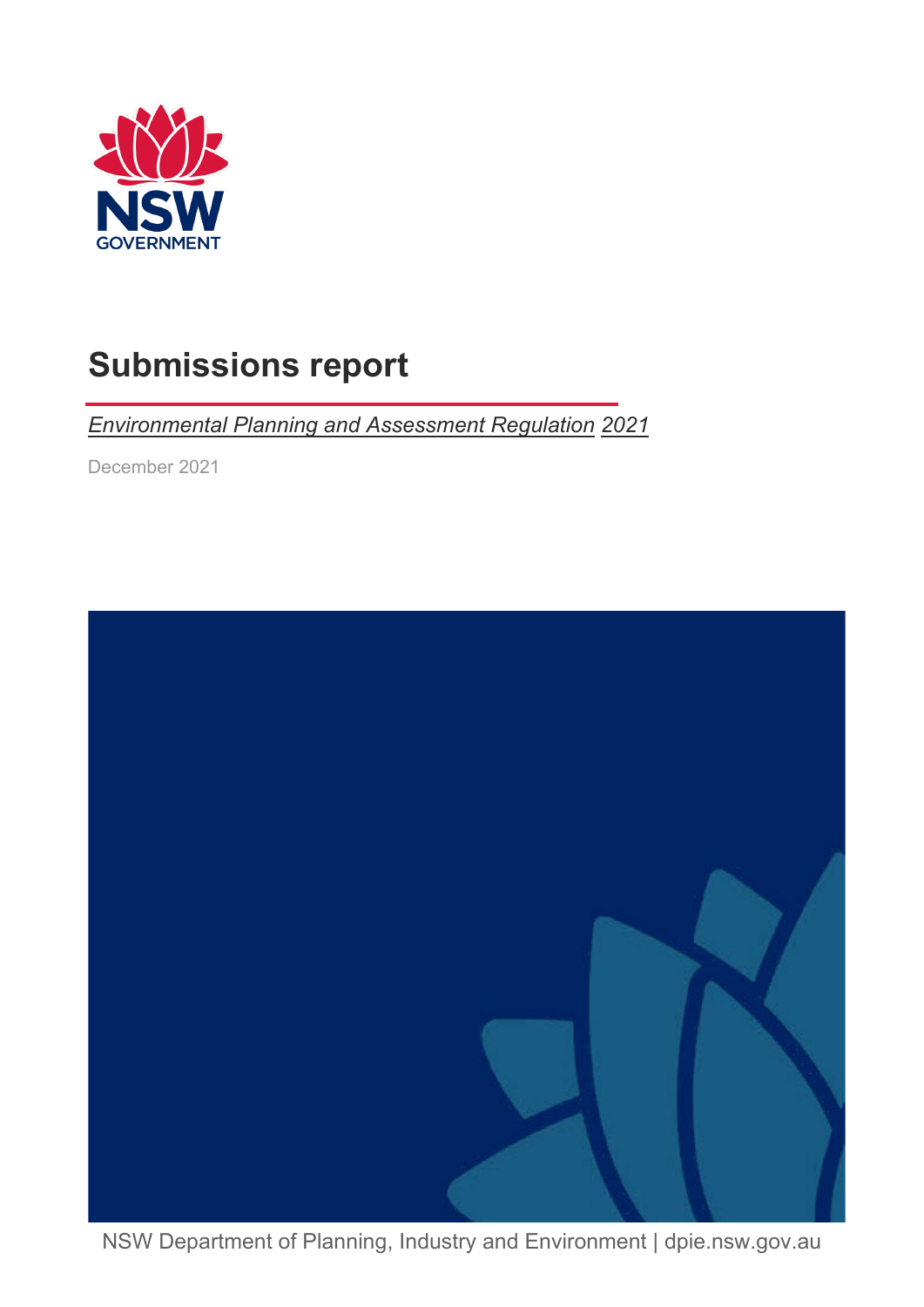NSW GOVERNMENT

# Submissions report

*Environmental Planning and Assessment Regulation 2021*

December 2021

NSW Department of Planning, Industry and Environment | dpie.nsw.gov.au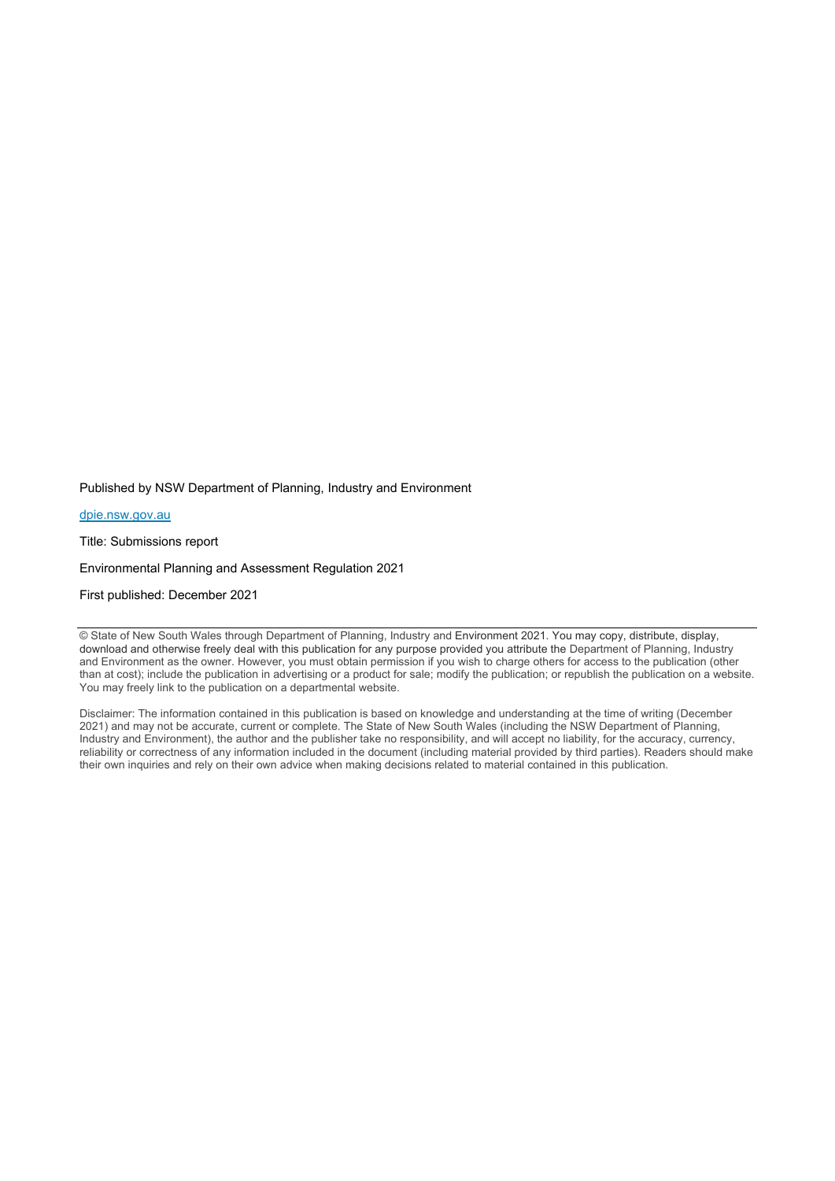Published by NSW Department of Planning, Industry and Environment

[dpie.nsw.gov.au](https://dpie.nsw.gov.au)

Title: Submissions report

Environmental Planning and Assessment Regulation 2021

First published: December 2021

---

© State of New South Wales through Department of Planning, Industry and Environment 2021. You may copy, distribute, display, download and otherwise freely deal with this publication for any purpose provided you attribute the Department of Planning, Industry and Environment as the owner. However, you must obtain permission if you wish to charge others for access to the publication (other than at cost); include the publication in advertising or a product for sale; modify the publication; or republish the publication on a website. You may freely link to the publication on a departmental website.

Disclaimer: The information contained in this publication is based on knowledge and understanding at the time of writing (December 2021) and may not be accurate, current or complete. The State of New South Wales (including the NSW Department of Planning, Industry and Environment), the author and the publisher take no responsibility, and will accept no liability, for the accuracy, currency, reliability or correctness of any information included in the document (including material provided by third parties). Readers should make their own inquiries and rely on their own advice when making decisions related to material contained in this publication.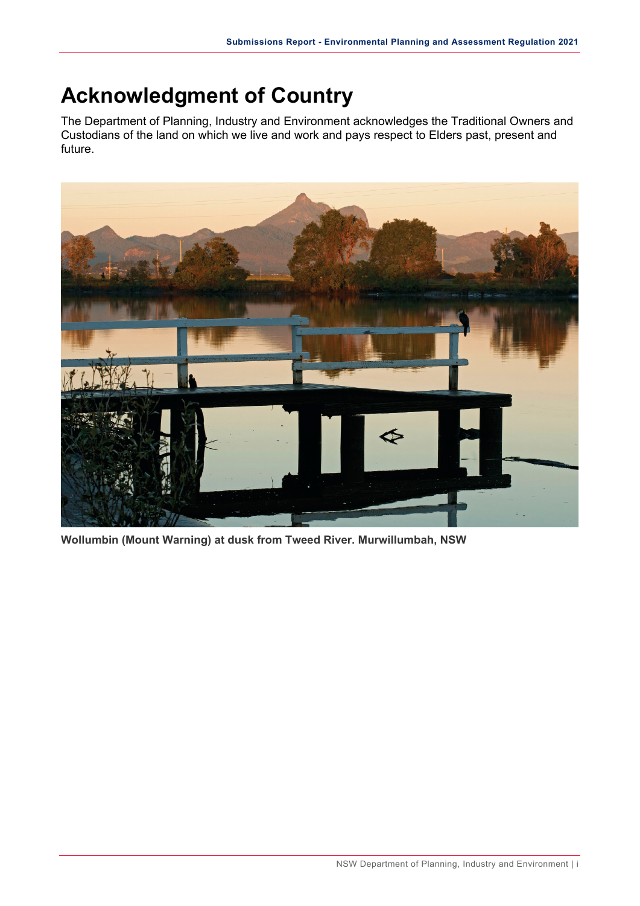# Acknowledgment of Country

The Department of Planning, Industry and Environment acknowledges the Traditional Owners and Custodians of the land on which we live and work and pays respect to Elders past, present and future.

**Wollumbin (Mount Warning) at dusk from Tweed River. Murwillumbah, NSW**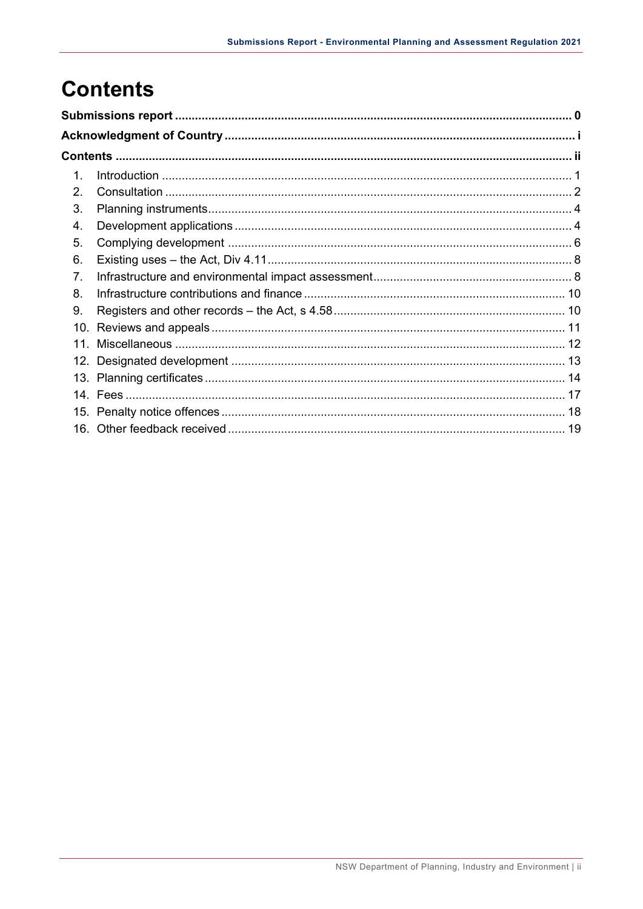# Contents

**Submissions report** .......................................................................................................... **0**

**Acknowledgment of Country** .......................................................................................... **i**

**Contents** ............................................................................................................................ **ii**

1. Introduction ................................................................................................................ 1
2. Consultation ............................................................................................................... 2
3. Planning instruments .................................................................................................. 4
4. Development applications .......................................................................................... 4
5. Complying development ............................................................................................. 6
6. Existing uses – the Act, Div 4.11 ................................................................................ 8
7. Infrastructure and environmental impact assessment ................................................ 8
8. Infrastructure contributions and finance ................................................................... 10
9. Registers and other records – the Act, s 4.58 ........................................................... 10
10. Reviews and appeals ............................................................................................... 11
11. Miscellaneous .......................................................................................................... 12
12. Designated development ......................................................................................... 13
13. Planning certificates ................................................................................................. 14
14. Fees ......................................................................................................................... 17
15. Penalty notice offences ............................................................................................ 18
16. Other feedback received .......................................................................................... 19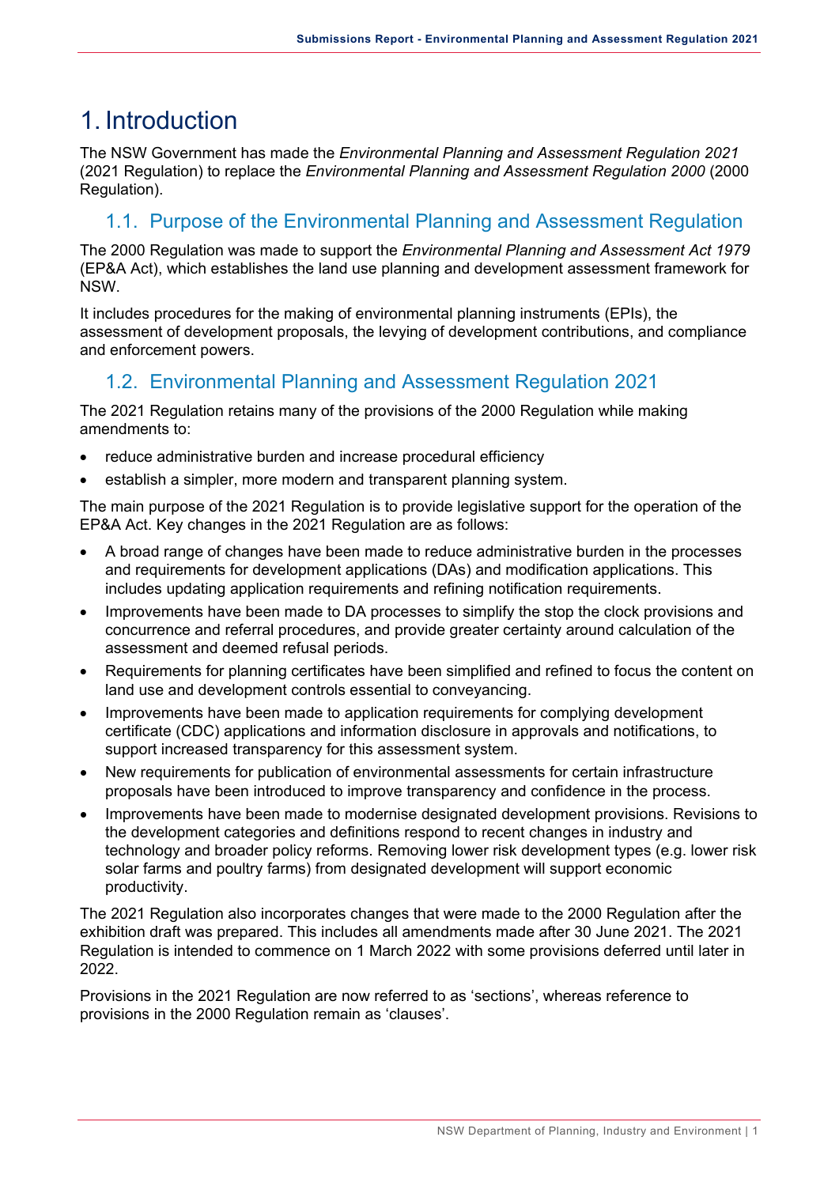# 1. Introduction

The NSW Government has made the *Environmental Planning and Assessment Regulation 2021* (2021 Regulation) to replace the *Environmental Planning and Assessment Regulation 2000* (2000 Regulation).

## 1.1. Purpose of the Environmental Planning and Assessment Regulation

The 2000 Regulation was made to support the *Environmental Planning and Assessment Act 1979* (EP&A Act), which establishes the land use planning and development assessment framework for NSW.

It includes procedures for the making of environmental planning instruments (EPIs), the assessment of development proposals, the levying of development contributions, and compliance and enforcement powers.

## 1.2. Environmental Planning and Assessment Regulation 2021

The 2021 Regulation retains many of the provisions of the 2000 Regulation while making amendments to:

- reduce administrative burden and increase procedural efficiency
- establish a simpler, more modern and transparent planning system.

The main purpose of the 2021 Regulation is to provide legislative support for the operation of the EP&A Act. Key changes in the 2021 Regulation are as follows:

- A broad range of changes have been made to reduce administrative burden in the processes and requirements for development applications (DAs) and modification applications. This includes updating application requirements and refining notification requirements.
- Improvements have been made to DA processes to simplify the stop the clock provisions and concurrence and referral procedures, and provide greater certainty around calculation of the assessment and deemed refusal periods.
- Requirements for planning certificates have been simplified and refined to focus the content on land use and development controls essential to conveyancing.
- Improvements have been made to application requirements for complying development certificate (CDC) applications and information disclosure in approvals and notifications, to support increased transparency for this assessment system.
- New requirements for publication of environmental assessments for certain infrastructure proposals have been introduced to improve transparency and confidence in the process.
- Improvements have been made to modernise designated development provisions. Revisions to the development categories and definitions respond to recent changes in industry and technology and broader policy reforms. Removing lower risk development types (e.g. lower risk solar farms and poultry farms) from designated development will support economic productivity.

The 2021 Regulation also incorporates changes that were made to the 2000 Regulation after the exhibition draft was prepared. This includes all amendments made after 30 June 2021. The 2021 Regulation is intended to commence on 1 March 2022 with some provisions deferred until later in 2022.

Provisions in the 2021 Regulation are now referred to as 'sections', whereas reference to provisions in the 2000 Regulation remain as 'clauses'.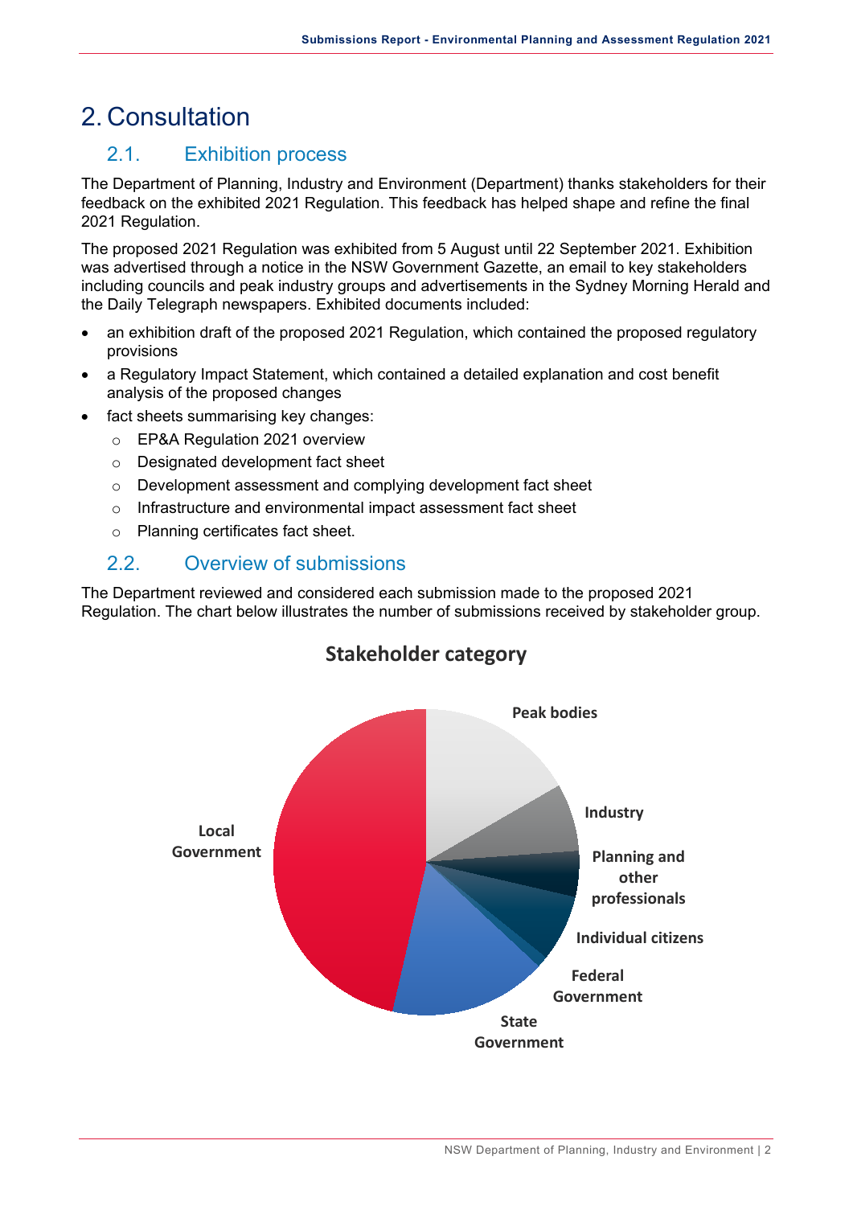# 2. Consultation

## 2.1. Exhibition process

The Department of Planning, Industry and Environment (Department) thanks stakeholders for their feedback on the exhibited 2021 Regulation. This feedback has helped shape and refine the final 2021 Regulation.

The proposed 2021 Regulation was exhibited from 5 August until 22 September 2021. Exhibition was advertised through a notice in the NSW Government Gazette, an email to key stakeholders including councils and peak industry groups and advertisements in the Sydney Morning Herald and the Daily Telegraph newspapers. Exhibited documents included:

- an exhibition draft of the proposed 2021 Regulation, which contained the proposed regulatory provisions
- a Regulatory Impact Statement, which contained a detailed explanation and cost benefit analysis of the proposed changes
- fact sheets summarising key changes:
  - EP&A Regulation 2021 overview
  - Designated development fact sheet
  - Development assessment and complying development fact sheet
  - Infrastructure and environmental impact assessment fact sheet
  - Planning certificates fact sheet.

## 2.2. Overview of submissions

The Department reviewed and considered each submission made to the proposed 2021 Regulation. The chart below illustrates the number of submissions received by stakeholder group.

**Stakeholder category**

Peak bodies
Industry
Planning and other professionals
Individual citizens
Federal Government
State Government
Local Government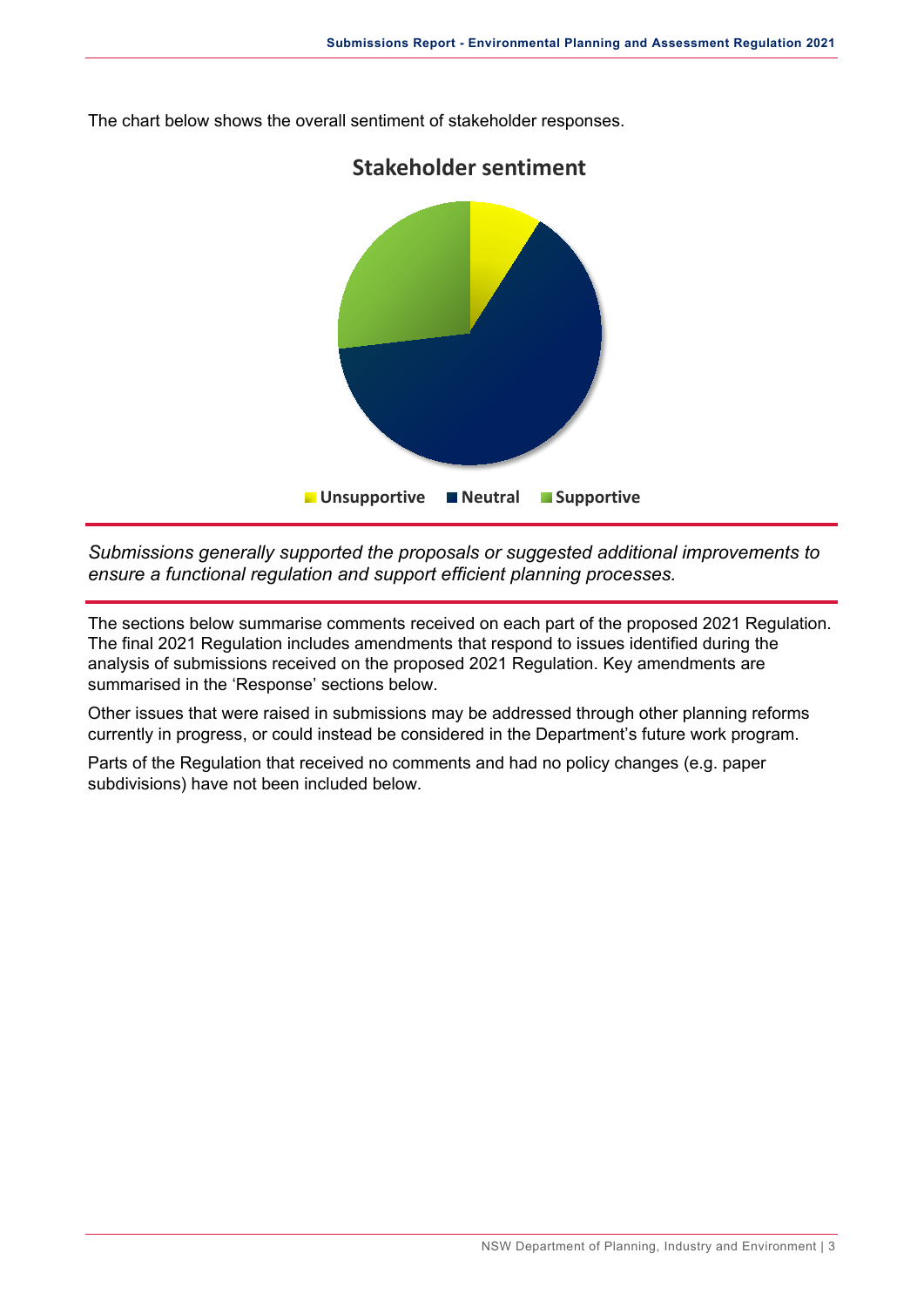The chart below shows the overall sentiment of stakeholder responses.

**Stakeholder sentiment**

Unsupportive | Neutral | Supportive

*Submissions generally supported the proposals or suggested additional improvements to ensure a functional regulation and support efficient planning processes.*

The sections below summarise comments received on each part of the proposed 2021 Regulation. The final 2021 Regulation includes amendments that respond to issues identified during the analysis of submissions received on the proposed 2021 Regulation. Key amendments are summarised in the 'Response' sections below.

Other issues that were raised in submissions may be addressed through other planning reforms currently in progress, or could instead be considered in the Department's future work program.

Parts of the Regulation that received no comments and had no policy changes (e.g. paper subdivisions) have not been included below.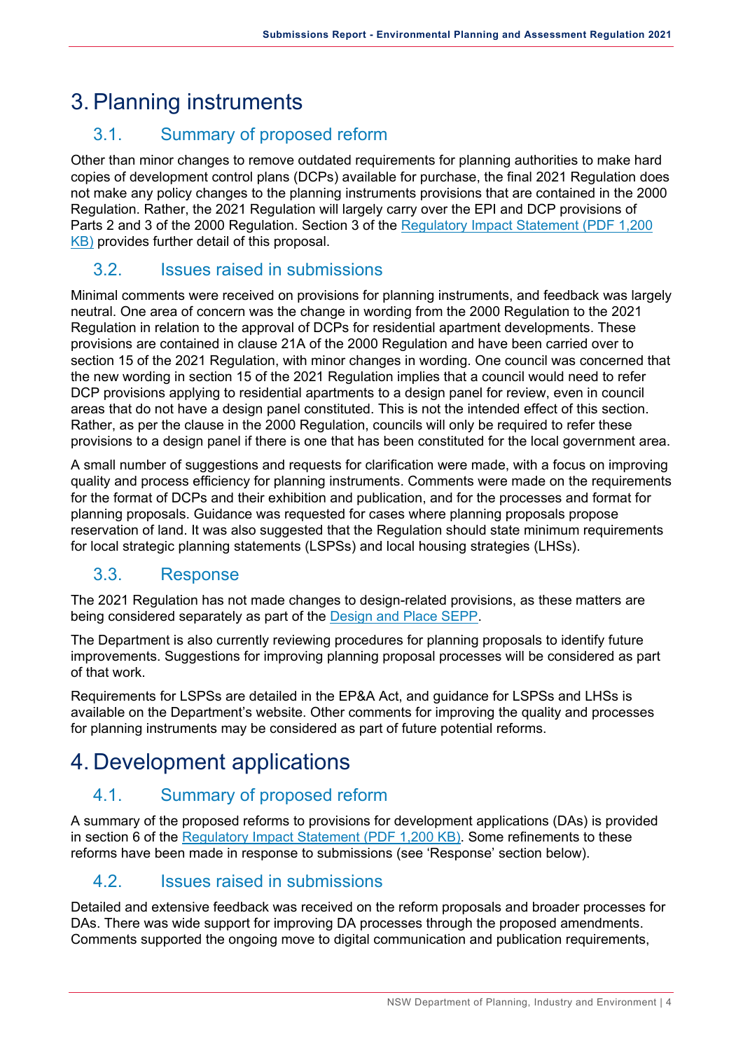# 3. Planning instruments

## 3.1. Summary of proposed reform

Other than minor changes to remove outdated requirements for planning authorities to make hard copies of development control plans (DCPs) available for purchase, the final 2021 Regulation does not make any policy changes to the planning instruments provisions that are contained in the 2000 Regulation. Rather, the 2021 Regulation will largely carry over the EPI and DCP provisions of Parts 2 and 3 of the 2000 Regulation. Section 3 of the Regulatory Impact Statement (PDF 1,200 KB) provides further detail of this proposal.

## 3.2. Issues raised in submissions

Minimal comments were received on provisions for planning instruments, and feedback was largely neutral. One area of concern was the change in wording from the 2000 Regulation to the 2021 Regulation in relation to the approval of DCPs for residential apartment developments. These provisions are contained in clause 21A of the 2000 Regulation and have been carried over to section 15 of the 2021 Regulation, with minor changes in wording. One council was concerned that the new wording in section 15 of the 2021 Regulation implies that a council would need to refer DCP provisions applying to residential apartments to a design panel for review, even in council areas that do not have a design panel constituted. This is not the intended effect of this section. Rather, as per the clause in the 2000 Regulation, councils will only be required to refer these provisions to a design panel if there is one that has been constituted for the local government area.

A small number of suggestions and requests for clarification were made, with a focus on improving quality and process efficiency for planning instruments. Comments were made on the requirements for the format of DCPs and their exhibition and publication, and for the processes and format for planning proposals. Guidance was requested for cases where planning proposals propose reservation of land. It was also suggested that the Regulation should state minimum requirements for local strategic planning statements (LSPSs) and local housing strategies (LHSs).

## 3.3. Response

The 2021 Regulation has not made changes to design-related provisions, as these matters are being considered separately as part of the Design and Place SEPP.

The Department is also currently reviewing procedures for planning proposals to identify future improvements. Suggestions for improving planning proposal processes will be considered as part of that work.

Requirements for LSPSs are detailed in the EP&A Act, and guidance for LSPSs and LHSs is available on the Department's website. Other comments for improving the quality and processes for planning instruments may be considered as part of future potential reforms.

# 4. Development applications

## 4.1. Summary of proposed reform

A summary of the proposed reforms to provisions for development applications (DAs) is provided in section 6 of the Regulatory Impact Statement (PDF 1,200 KB). Some refinements to these reforms have been made in response to submissions (see 'Response' section below).

## 4.2. Issues raised in submissions

Detailed and extensive feedback was received on the reform proposals and broader processes for DAs. There was wide support for improving DA processes through the proposed amendments. Comments supported the ongoing move to digital communication and publication requirements,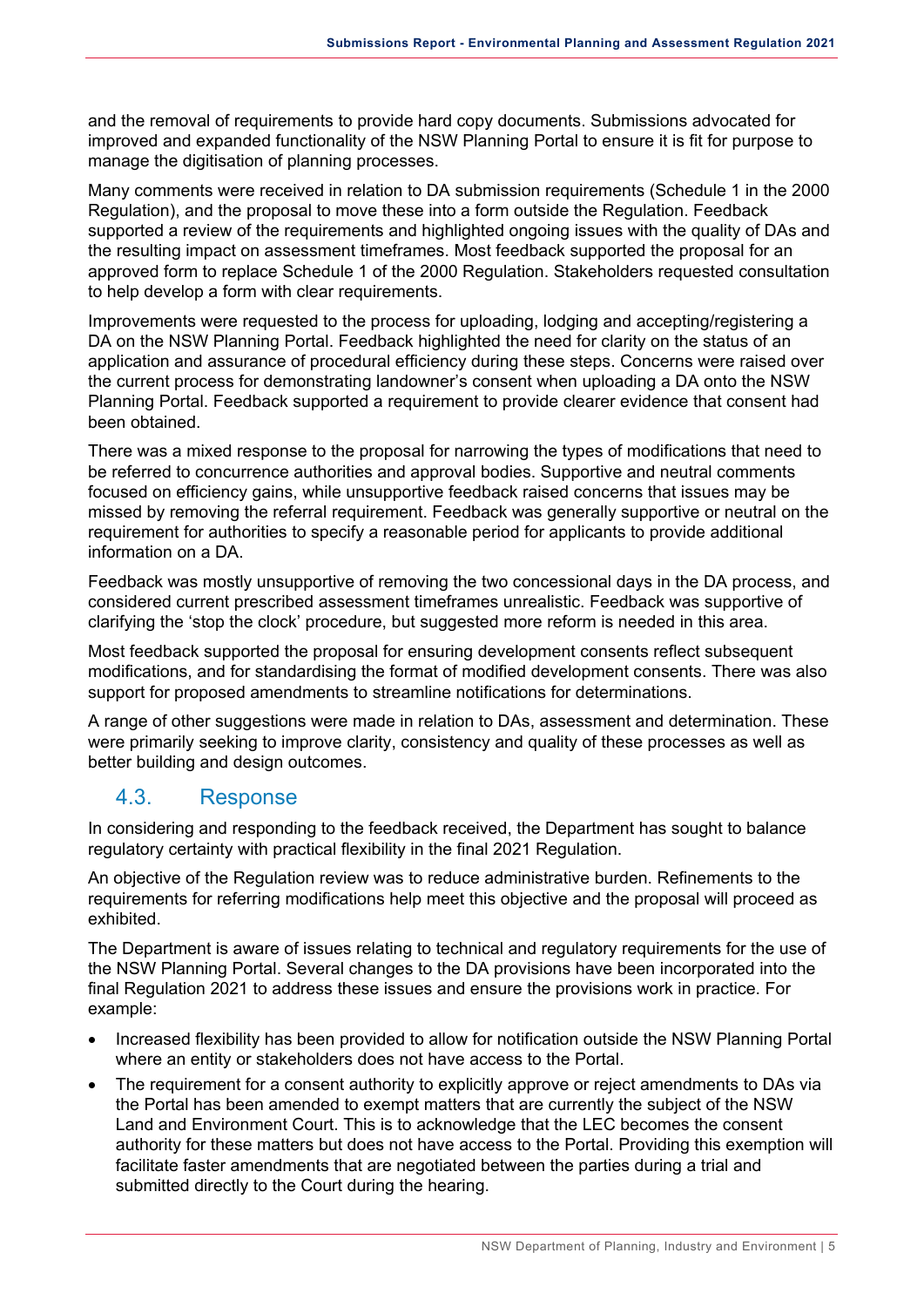and the removal of requirements to provide hard copy documents. Submissions advocated for improved and expanded functionality of the NSW Planning Portal to ensure it is fit for purpose to manage the digitisation of planning processes.

Many comments were received in relation to DA submission requirements (Schedule 1 in the 2000 Regulation), and the proposal to move these into a form outside the Regulation. Feedback supported a review of the requirements and highlighted ongoing issues with the quality of DAs and the resulting impact on assessment timeframes. Most feedback supported the proposal for an approved form to replace Schedule 1 of the 2000 Regulation. Stakeholders requested consultation to help develop a form with clear requirements.

Improvements were requested to the process for uploading, lodging and accepting/registering a DA on the NSW Planning Portal. Feedback highlighted the need for clarity on the status of an application and assurance of procedural efficiency during these steps. Concerns were raised over the current process for demonstrating landowner's consent when uploading a DA onto the NSW Planning Portal. Feedback supported a requirement to provide clearer evidence that consent had been obtained.

There was a mixed response to the proposal for narrowing the types of modifications that need to be referred to concurrence authorities and approval bodies. Supportive and neutral comments focused on efficiency gains, while unsupportive feedback raised concerns that issues may be missed by removing the referral requirement. Feedback was generally supportive or neutral on the requirement for authorities to specify a reasonable period for applicants to provide additional information on a DA.

Feedback was mostly unsupportive of removing the two concessional days in the DA process, and considered current prescribed assessment timeframes unrealistic. Feedback was supportive of clarifying the 'stop the clock' procedure, but suggested more reform is needed in this area.

Most feedback supported the proposal for ensuring development consents reflect subsequent modifications, and for standardising the format of modified development consents. There was also support for proposed amendments to streamline notifications for determinations.

A range of other suggestions were made in relation to DAs, assessment and determination. These were primarily seeking to improve clarity, consistency and quality of these processes as well as better building and design outcomes.

## 4.3. Response

In considering and responding to the feedback received, the Department has sought to balance regulatory certainty with practical flexibility in the final 2021 Regulation.

An objective of the Regulation review was to reduce administrative burden. Refinements to the requirements for referring modifications help meet this objective and the proposal will proceed as exhibited.

The Department is aware of issues relating to technical and regulatory requirements for the use of the NSW Planning Portal. Several changes to the DA provisions have been incorporated into the final Regulation 2021 to address these issues and ensure the provisions work in practice. For example:

- Increased flexibility has been provided to allow for notification outside the NSW Planning Portal where an entity or stakeholders does not have access to the Portal.
- The requirement for a consent authority to explicitly approve or reject amendments to DAs via the Portal has been amended to exempt matters that are currently the subject of the NSW Land and Environment Court. This is to acknowledge that the LEC becomes the consent authority for these matters but does not have access to the Portal. Providing this exemption will facilitate faster amendments that are negotiated between the parties during a trial and submitted directly to the Court during the hearing.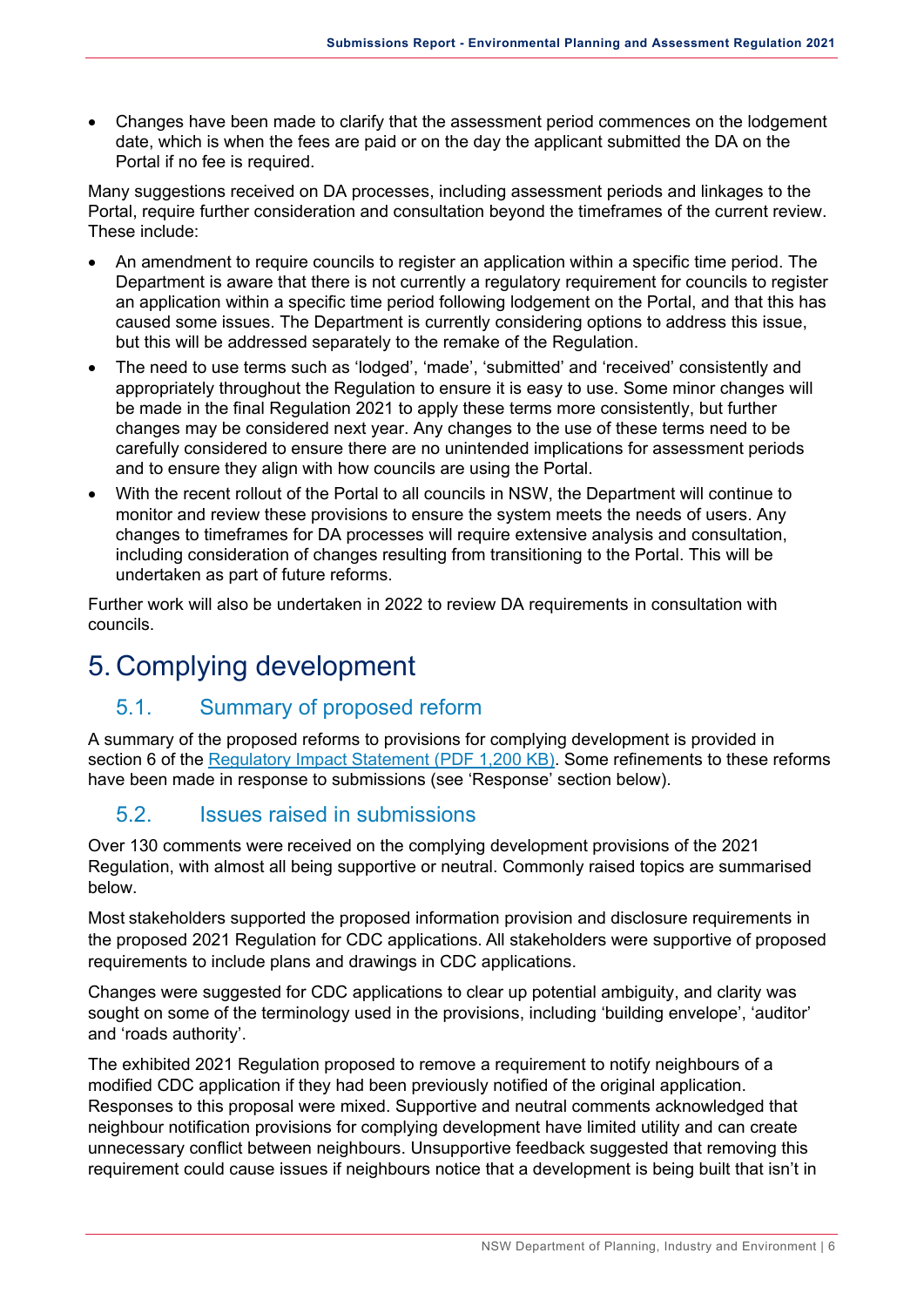- Changes have been made to clarify that the assessment period commences on the lodgement date, which is when the fees are paid or on the day the applicant submitted the DA on the Portal if no fee is required.

Many suggestions received on DA processes, including assessment periods and linkages to the Portal, require further consideration and consultation beyond the timeframes of the current review. These include:

- An amendment to require councils to register an application within a specific time period. The Department is aware that there is not currently a regulatory requirement for councils to register an application within a specific time period following lodgement on the Portal, and that this has caused some issues. The Department is currently considering options to address this issue, but this will be addressed separately to the remake of the Regulation.
- The need to use terms such as 'lodged', 'made', 'submitted' and 'received' consistently and appropriately throughout the Regulation to ensure it is easy to use. Some minor changes will be made in the final Regulation 2021 to apply these terms more consistently, but further changes may be considered next year. Any changes to the use of these terms need to be carefully considered to ensure there are no unintended implications for assessment periods and to ensure they align with how councils are using the Portal.
- With the recent rollout of the Portal to all councils in NSW, the Department will continue to monitor and review these provisions to ensure the system meets the needs of users. Any changes to timeframes for DA processes will require extensive analysis and consultation, including consideration of changes resulting from transitioning to the Portal. This will be undertaken as part of future reforms.

Further work will also be undertaken in 2022 to review DA requirements in consultation with councils.

# 5. Complying development

## 5.1. Summary of proposed reform

A summary of the proposed reforms to provisions for complying development is provided in section 6 of the [Regulatory Impact Statement (PDF 1,200 KB)](). Some refinements to these reforms have been made in response to submissions (see 'Response' section below).

## 5.2. Issues raised in submissions

Over 130 comments were received on the complying development provisions of the 2021 Regulation, with almost all being supportive or neutral. Commonly raised topics are summarised below.

Most stakeholders supported the proposed information provision and disclosure requirements in the proposed 2021 Regulation for CDC applications. All stakeholders were supportive of proposed requirements to include plans and drawings in CDC applications.

Changes were suggested for CDC applications to clear up potential ambiguity, and clarity was sought on some of the terminology used in the provisions, including 'building envelope', 'auditor' and 'roads authority'.

The exhibited 2021 Regulation proposed to remove a requirement to notify neighbours of a modified CDC application if they had been previously notified of the original application. Responses to this proposal were mixed. Supportive and neutral comments acknowledged that neighbour notification provisions for complying development have limited utility and can create unnecessary conflict between neighbours. Unsupportive feedback suggested that removing this requirement could cause issues if neighbours notice that a development is being built that isn't in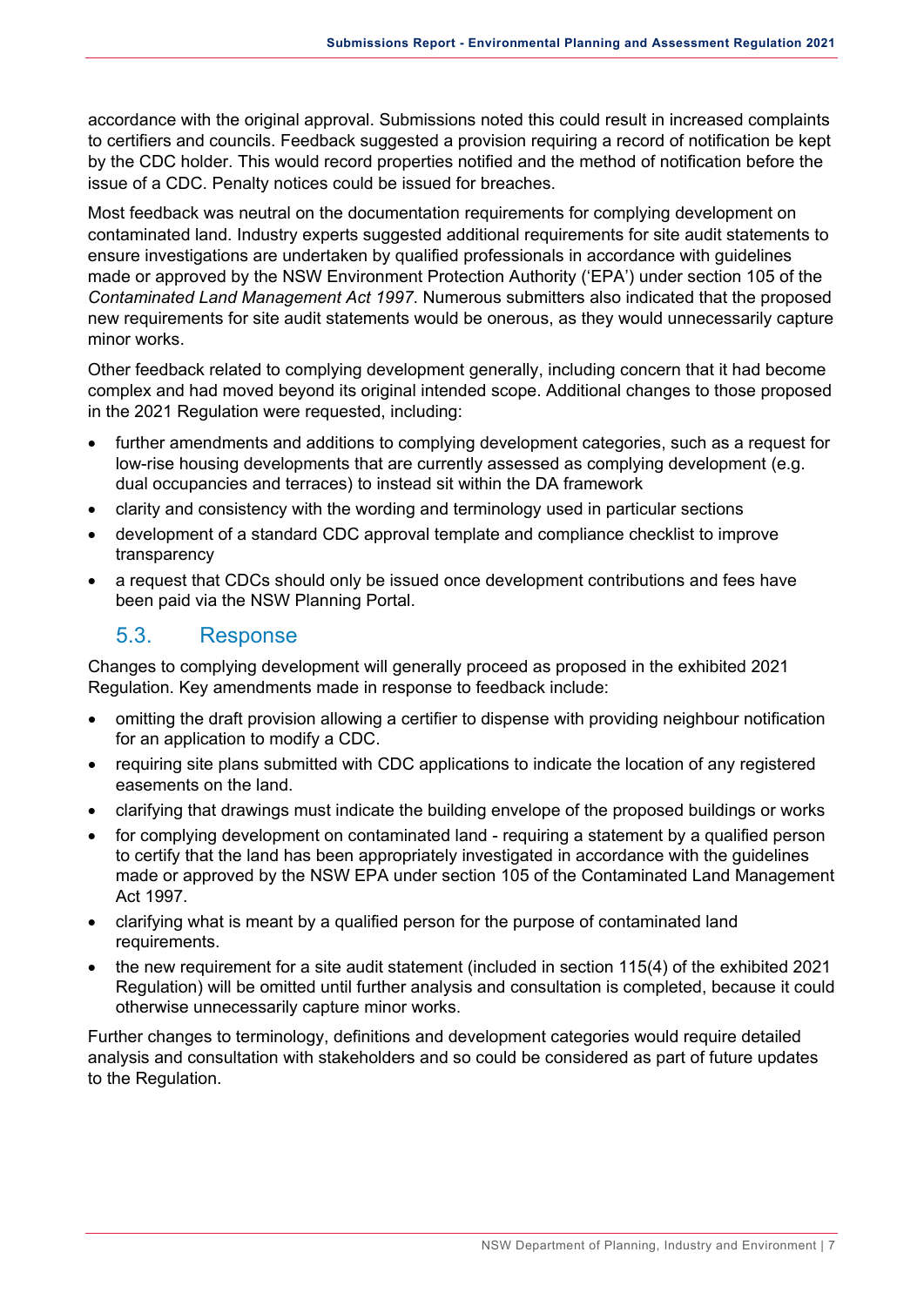accordance with the original approval. Submissions noted this could result in increased complaints to certifiers and councils. Feedback suggested a provision requiring a record of notification be kept by the CDC holder. This would record properties notified and the method of notification before the issue of a CDC. Penalty notices could be issued for breaches.

Most feedback was neutral on the documentation requirements for complying development on contaminated land. Industry experts suggested additional requirements for site audit statements to ensure investigations are undertaken by qualified professionals in accordance with guidelines made or approved by the NSW Environment Protection Authority ('EPA') under section 105 of the *Contaminated Land Management Act 1997*. Numerous submitters also indicated that the proposed new requirements for site audit statements would be onerous, as they would unnecessarily capture minor works.

Other feedback related to complying development generally, including concern that it had become complex and had moved beyond its original intended scope. Additional changes to those proposed in the 2021 Regulation were requested, including:

- further amendments and additions to complying development categories, such as a request for low-rise housing developments that are currently assessed as complying development (e.g. dual occupancies and terraces) to instead sit within the DA framework
- clarity and consistency with the wording and terminology used in particular sections
- development of a standard CDC approval template and compliance checklist to improve transparency
- a request that CDCs should only be issued once development contributions and fees have been paid via the NSW Planning Portal.

## 5.3. Response

Changes to complying development will generally proceed as proposed in the exhibited 2021 Regulation. Key amendments made in response to feedback include:

- omitting the draft provision allowing a certifier to dispense with providing neighbour notification for an application to modify a CDC.
- requiring site plans submitted with CDC applications to indicate the location of any registered easements on the land.
- clarifying that drawings must indicate the building envelope of the proposed buildings or works
- for complying development on contaminated land - requiring a statement by a qualified person to certify that the land has been appropriately investigated in accordance with the guidelines made or approved by the NSW EPA under section 105 of the Contaminated Land Management Act 1997.
- clarifying what is meant by a qualified person for the purpose of contaminated land requirements.
- the new requirement for a site audit statement (included in section 115(4) of the exhibited 2021 Regulation) will be omitted until further analysis and consultation is completed, because it could otherwise unnecessarily capture minor works.

Further changes to terminology, definitions and development categories would require detailed analysis and consultation with stakeholders and so could be considered as part of future updates to the Regulation.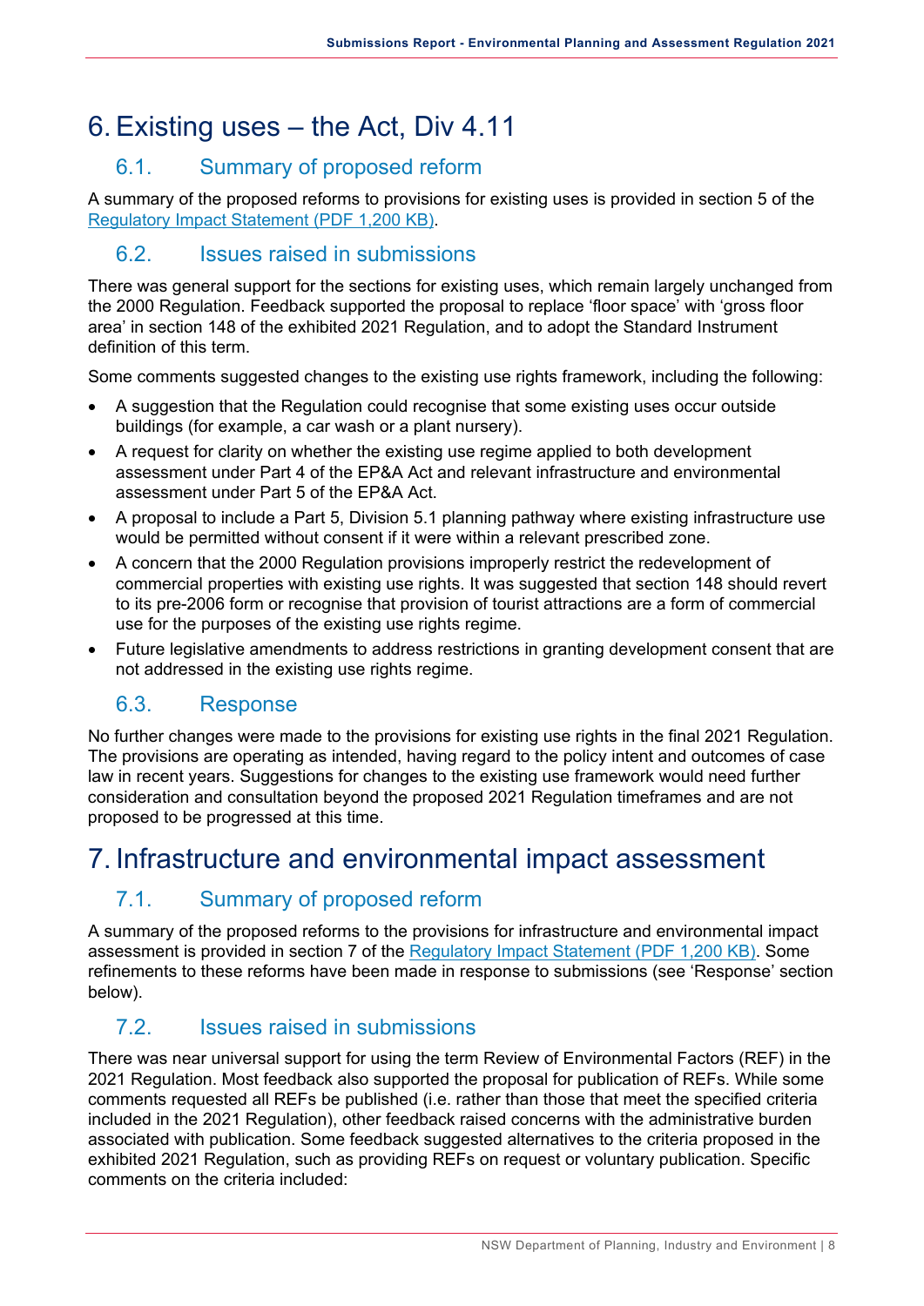# 6. Existing uses – the Act, Div 4.11

## 6.1. Summary of proposed reform

A summary of the proposed reforms to provisions for existing uses is provided in section 5 of the [Regulatory Impact Statement (PDF 1,200 KB)](#).

## 6.2. Issues raised in submissions

There was general support for the sections for existing uses, which remain largely unchanged from the 2000 Regulation. Feedback supported the proposal to replace 'floor space' with 'gross floor area' in section 148 of the exhibited 2021 Regulation, and to adopt the Standard Instrument definition of this term.

Some comments suggested changes to the existing use rights framework, including the following:

- A suggestion that the Regulation could recognise that some existing uses occur outside buildings (for example, a car wash or a plant nursery).
- A request for clarity on whether the existing use regime applied to both development assessment under Part 4 of the EP&A Act and relevant infrastructure and environmental assessment under Part 5 of the EP&A Act.
- A proposal to include a Part 5, Division 5.1 planning pathway where existing infrastructure use would be permitted without consent if it were within a relevant prescribed zone.
- A concern that the 2000 Regulation provisions improperly restrict the redevelopment of commercial properties with existing use rights. It was suggested that section 148 should revert to its pre-2006 form or recognise that provision of tourist attractions are a form of commercial use for the purposes of the existing use rights regime.
- Future legislative amendments to address restrictions in granting development consent that are not addressed in the existing use rights regime.

## 6.3. Response

No further changes were made to the provisions for existing use rights in the final 2021 Regulation. The provisions are operating as intended, having regard to the policy intent and outcomes of case law in recent years. Suggestions for changes to the existing use framework would need further consideration and consultation beyond the proposed 2021 Regulation timeframes and are not proposed to be progressed at this time.

# 7. Infrastructure and environmental impact assessment

## 7.1. Summary of proposed reform

A summary of the proposed reforms to the provisions for infrastructure and environmental impact assessment is provided in section 7 of the [Regulatory Impact Statement (PDF 1,200 KB)](#). Some refinements to these reforms have been made in response to submissions (see 'Response' section below).

## 7.2. Issues raised in submissions

There was near universal support for using the term Review of Environmental Factors (REF) in the 2021 Regulation. Most feedback also supported the proposal for publication of REFs. While some comments requested all REFs be published (i.e. rather than those that meet the specified criteria included in the 2021 Regulation), other feedback raised concerns with the administrative burden associated with publication. Some feedback suggested alternatives to the criteria proposed in the exhibited 2021 Regulation, such as providing REFs on request or voluntary publication. Specific comments on the criteria included: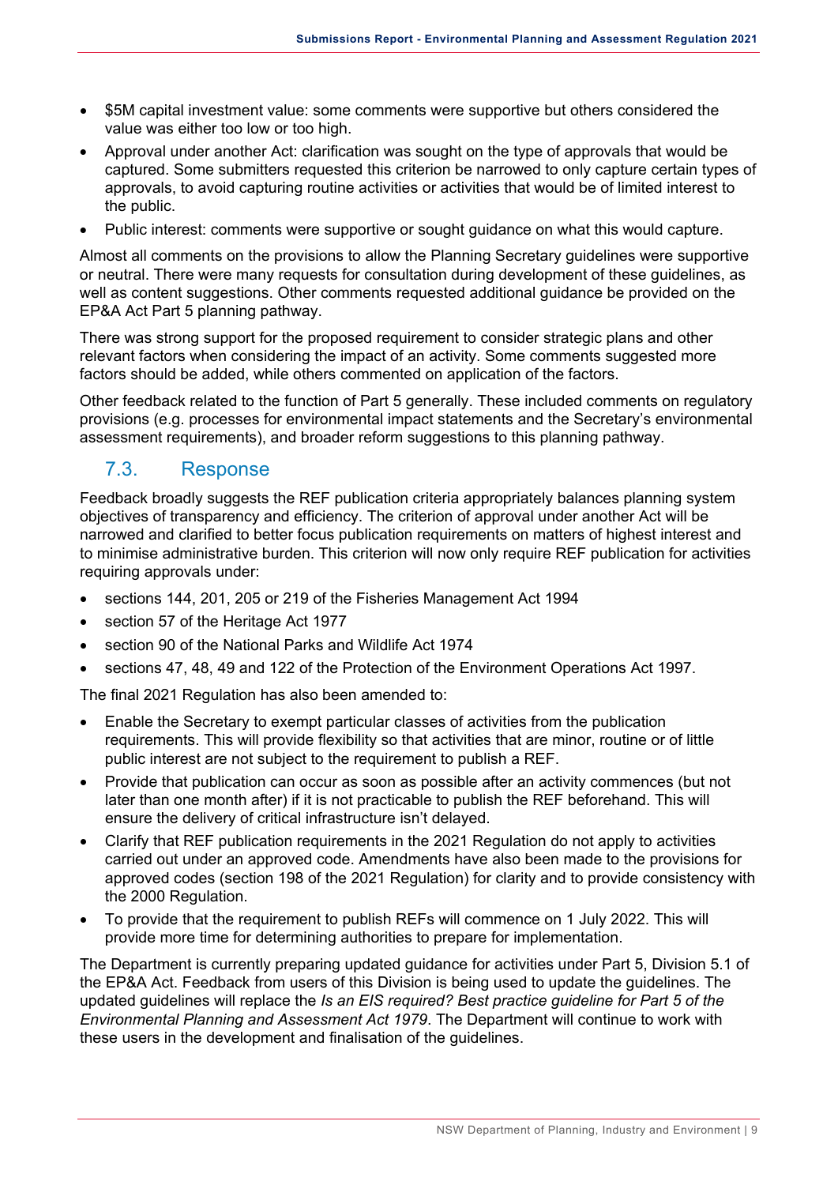- $5M capital investment value: some comments were supportive but others considered the value was either too low or too high.
- Approval under another Act: clarification was sought on the type of approvals that would be captured. Some submitters requested this criterion be narrowed to only capture certain types of approvals, to avoid capturing routine activities or activities that would be of limited interest to the public.
- Public interest: comments were supportive or sought guidance on what this would capture.

Almost all comments on the provisions to allow the Planning Secretary guidelines were supportive or neutral. There were many requests for consultation during development of these guidelines, as well as content suggestions. Other comments requested additional guidance be provided on the EP&A Act Part 5 planning pathway.

There was strong support for the proposed requirement to consider strategic plans and other relevant factors when considering the impact of an activity. Some comments suggested more factors should be added, while others commented on application of the factors.

Other feedback related to the function of Part 5 generally. These included comments on regulatory provisions (e.g. processes for environmental impact statements and the Secretary's environmental assessment requirements), and broader reform suggestions to this planning pathway.

## 7.3. Response

Feedback broadly suggests the REF publication criteria appropriately balances planning system objectives of transparency and efficiency. The criterion of approval under another Act will be narrowed and clarified to better focus publication requirements on matters of highest interest and to minimise administrative burden. This criterion will now only require REF publication for activities requiring approvals under:

- sections 144, 201, 205 or 219 of the Fisheries Management Act 1994
- section 57 of the Heritage Act 1977
- section 90 of the National Parks and Wildlife Act 1974
- sections 47, 48, 49 and 122 of the Protection of the Environment Operations Act 1997.

The final 2021 Regulation has also been amended to:

- Enable the Secretary to exempt particular classes of activities from the publication requirements. This will provide flexibility so that activities that are minor, routine or of little public interest are not subject to the requirement to publish a REF.
- Provide that publication can occur as soon as possible after an activity commences (but not later than one month after) if it is not practicable to publish the REF beforehand. This will ensure the delivery of critical infrastructure isn't delayed.
- Clarify that REF publication requirements in the 2021 Regulation do not apply to activities carried out under an approved code. Amendments have also been made to the provisions for approved codes (section 198 of the 2021 Regulation) for clarity and to provide consistency with the 2000 Regulation.
- To provide that the requirement to publish REFs will commence on 1 July 2022. This will provide more time for determining authorities to prepare for implementation.

The Department is currently preparing updated guidance for activities under Part 5, Division 5.1 of the EP&A Act. Feedback from users of this Division is being used to update the guidelines. The updated guidelines will replace the *Is an EIS required? Best practice guideline for Part 5 of the Environmental Planning and Assessment Act 1979*. The Department will continue to work with these users in the development and finalisation of the guidelines.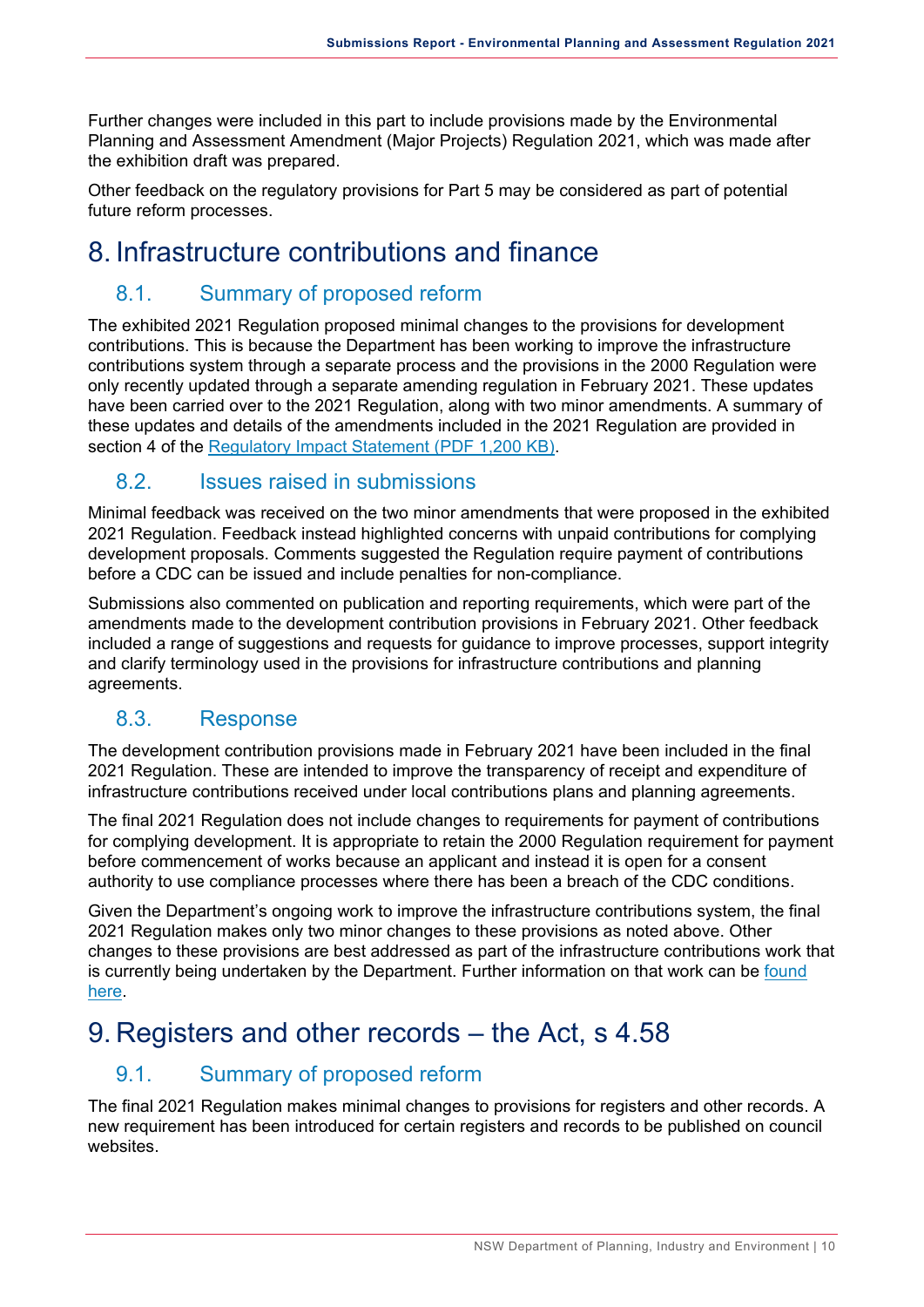Further changes were included in this part to include provisions made by the Environmental Planning and Assessment Amendment (Major Projects) Regulation 2021, which was made after the exhibition draft was prepared.

Other feedback on the regulatory provisions for Part 5 may be considered as part of potential future reform processes.

# 8. Infrastructure contributions and finance

## 8.1. Summary of proposed reform

The exhibited 2021 Regulation proposed minimal changes to the provisions for development contributions. This is because the Department has been working to improve the infrastructure contributions system through a separate process and the provisions in the 2000 Regulation were only recently updated through a separate amending regulation in February 2021. These updates have been carried over to the 2021 Regulation, along with two minor amendments. A summary of these updates and details of the amendments included in the 2021 Regulation are provided in section 4 of the Regulatory Impact Statement (PDF 1,200 KB).

## 8.2. Issues raised in submissions

Minimal feedback was received on the two minor amendments that were proposed in the exhibited 2021 Regulation. Feedback instead highlighted concerns with unpaid contributions for complying development proposals. Comments suggested the Regulation require payment of contributions before a CDC can be issued and include penalties for non-compliance.

Submissions also commented on publication and reporting requirements, which were part of the amendments made to the development contribution provisions in February 2021. Other feedback included a range of suggestions and requests for guidance to improve processes, support integrity and clarify terminology used in the provisions for infrastructure contributions and planning agreements.

## 8.3. Response

The development contribution provisions made in February 2021 have been included in the final 2021 Regulation. These are intended to improve the transparency of receipt and expenditure of infrastructure contributions received under local contributions plans and planning agreements.

The final 2021 Regulation does not include changes to requirements for payment of contributions for complying development. It is appropriate to retain the 2000 Regulation requirement for payment before commencement of works because an applicant and instead it is open for a consent authority to use compliance processes where there has been a breach of the CDC conditions.

Given the Department's ongoing work to improve the infrastructure contributions system, the final 2021 Regulation makes only two minor changes to these provisions as noted above. Other changes to these provisions are best addressed as part of the infrastructure contributions work that is currently being undertaken by the Department. Further information on that work can be found here.

# 9. Registers and other records – the Act, s 4.58

## 9.1. Summary of proposed reform

The final 2021 Regulation makes minimal changes to provisions for registers and other records. A new requirement has been introduced for certain registers and records to be published on council websites.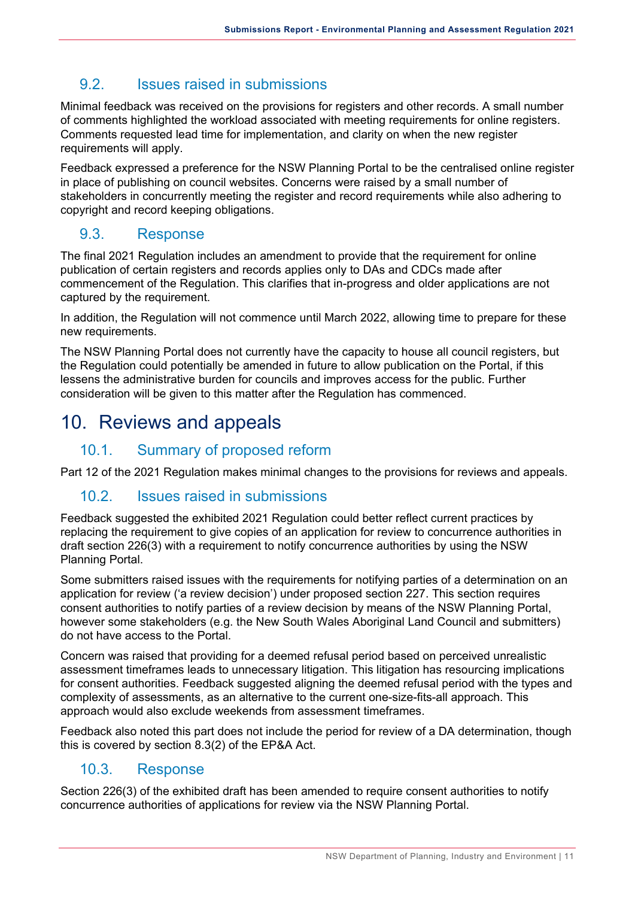## 9.2. Issues raised in submissions

Minimal feedback was received on the provisions for registers and other records. A small number of comments highlighted the workload associated with meeting requirements for online registers. Comments requested lead time for implementation, and clarity on when the new register requirements will apply.

Feedback expressed a preference for the NSW Planning Portal to be the centralised online register in place of publishing on council websites. Concerns were raised by a small number of stakeholders in concurrently meeting the register and record requirements while also adhering to copyright and record keeping obligations.

## 9.3. Response

The final 2021 Regulation includes an amendment to provide that the requirement for online publication of certain registers and records applies only to DAs and CDCs made after commencement of the Regulation. This clarifies that in-progress and older applications are not captured by the requirement.

In addition, the Regulation will not commence until March 2022, allowing time to prepare for these new requirements.

The NSW Planning Portal does not currently have the capacity to house all council registers, but the Regulation could potentially be amended in future to allow publication on the Portal, if this lessens the administrative burden for councils and improves access for the public. Further consideration will be given to this matter after the Regulation has commenced.

# 10. Reviews and appeals

## 10.1. Summary of proposed reform

Part 12 of the 2021 Regulation makes minimal changes to the provisions for reviews and appeals.

## 10.2. Issues raised in submissions

Feedback suggested the exhibited 2021 Regulation could better reflect current practices by replacing the requirement to give copies of an application for review to concurrence authorities in draft section 226(3) with a requirement to notify concurrence authorities by using the NSW Planning Portal.

Some submitters raised issues with the requirements for notifying parties of a determination on an application for review ('a review decision') under proposed section 227. This section requires consent authorities to notify parties of a review decision by means of the NSW Planning Portal, however some stakeholders (e.g. the New South Wales Aboriginal Land Council and submitters) do not have access to the Portal.

Concern was raised that providing for a deemed refusal period based on perceived unrealistic assessment timeframes leads to unnecessary litigation. This litigation has resourcing implications for consent authorities. Feedback suggested aligning the deemed refusal period with the types and complexity of assessments, as an alternative to the current one-size-fits-all approach. This approach would also exclude weekends from assessment timeframes.

Feedback also noted this part does not include the period for review of a DA determination, though this is covered by section 8.3(2) of the EP&A Act.

## 10.3. Response

Section 226(3) of the exhibited draft has been amended to require consent authorities to notify concurrence authorities of applications for review via the NSW Planning Portal.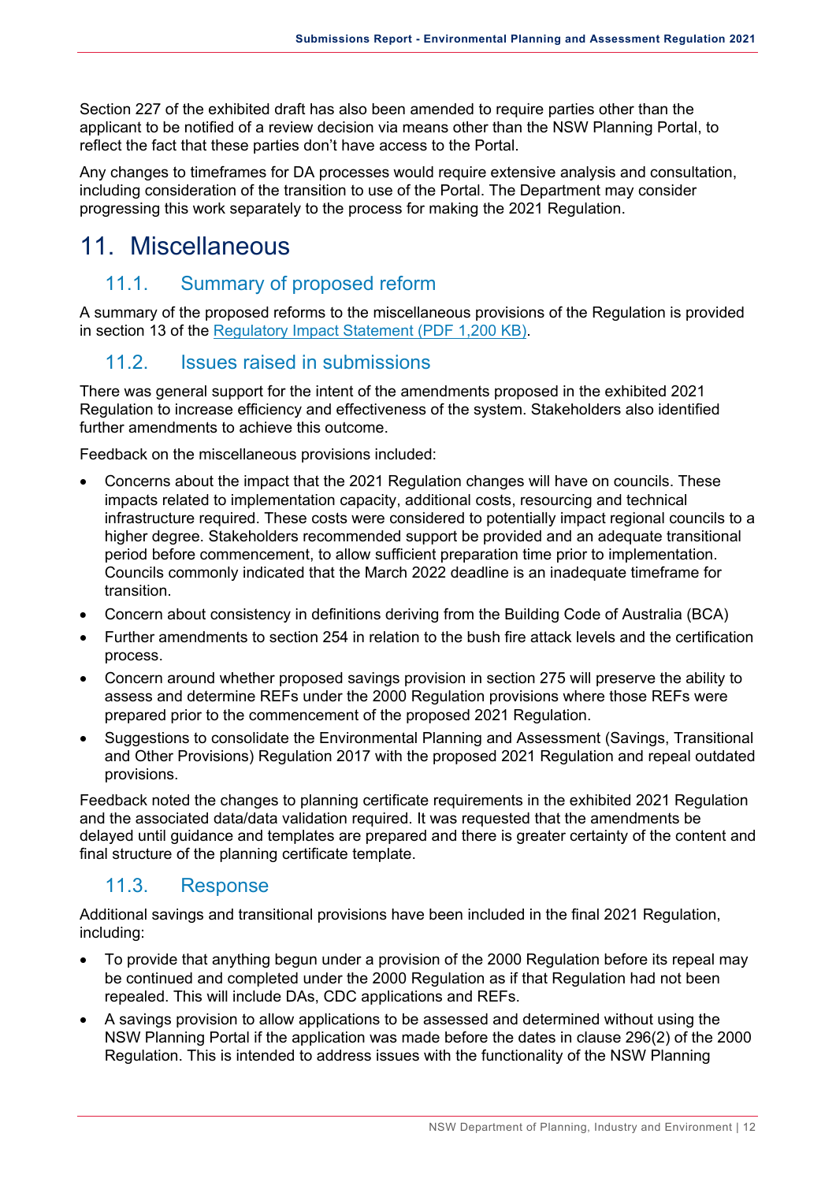Section 227 of the exhibited draft has also been amended to require parties other than the applicant to be notified of a review decision via means other than the NSW Planning Portal, to reflect the fact that these parties don't have access to the Portal.

Any changes to timeframes for DA processes would require extensive analysis and consultation, including consideration of the transition to use of the Portal. The Department may consider progressing this work separately to the process for making the 2021 Regulation.

# 11. Miscellaneous

## 11.1. Summary of proposed reform

A summary of the proposed reforms to the miscellaneous provisions of the Regulation is provided in section 13 of the Regulatory Impact Statement (PDF 1,200 KB).

## 11.2. Issues raised in submissions

There was general support for the intent of the amendments proposed in the exhibited 2021 Regulation to increase efficiency and effectiveness of the system. Stakeholders also identified further amendments to achieve this outcome.

Feedback on the miscellaneous provisions included:

- Concerns about the impact that the 2021 Regulation changes will have on councils. These impacts related to implementation capacity, additional costs, resourcing and technical infrastructure required. These costs were considered to potentially impact regional councils to a higher degree. Stakeholders recommended support be provided and an adequate transitional period before commencement, to allow sufficient preparation time prior to implementation. Councils commonly indicated that the March 2022 deadline is an inadequate timeframe for transition.
- Concern about consistency in definitions deriving from the Building Code of Australia (BCA)
- Further amendments to section 254 in relation to the bush fire attack levels and the certification process.
- Concern around whether proposed savings provision in section 275 will preserve the ability to assess and determine REFs under the 2000 Regulation provisions where those REFs were prepared prior to the commencement of the proposed 2021 Regulation.
- Suggestions to consolidate the Environmental Planning and Assessment (Savings, Transitional and Other Provisions) Regulation 2017 with the proposed 2021 Regulation and repeal outdated provisions.

Feedback noted the changes to planning certificate requirements in the exhibited 2021 Regulation and the associated data/data validation required. It was requested that the amendments be delayed until guidance and templates are prepared and there is greater certainty of the content and final structure of the planning certificate template.

## 11.3. Response

Additional savings and transitional provisions have been included in the final 2021 Regulation, including:

- To provide that anything begun under a provision of the 2000 Regulation before its repeal may be continued and completed under the 2000 Regulation as if that Regulation had not been repealed. This will include DAs, CDC applications and REFs.
- A savings provision to allow applications to be assessed and determined without using the NSW Planning Portal if the application was made before the dates in clause 296(2) of the 2000 Regulation. This is intended to address issues with the functionality of the NSW Planning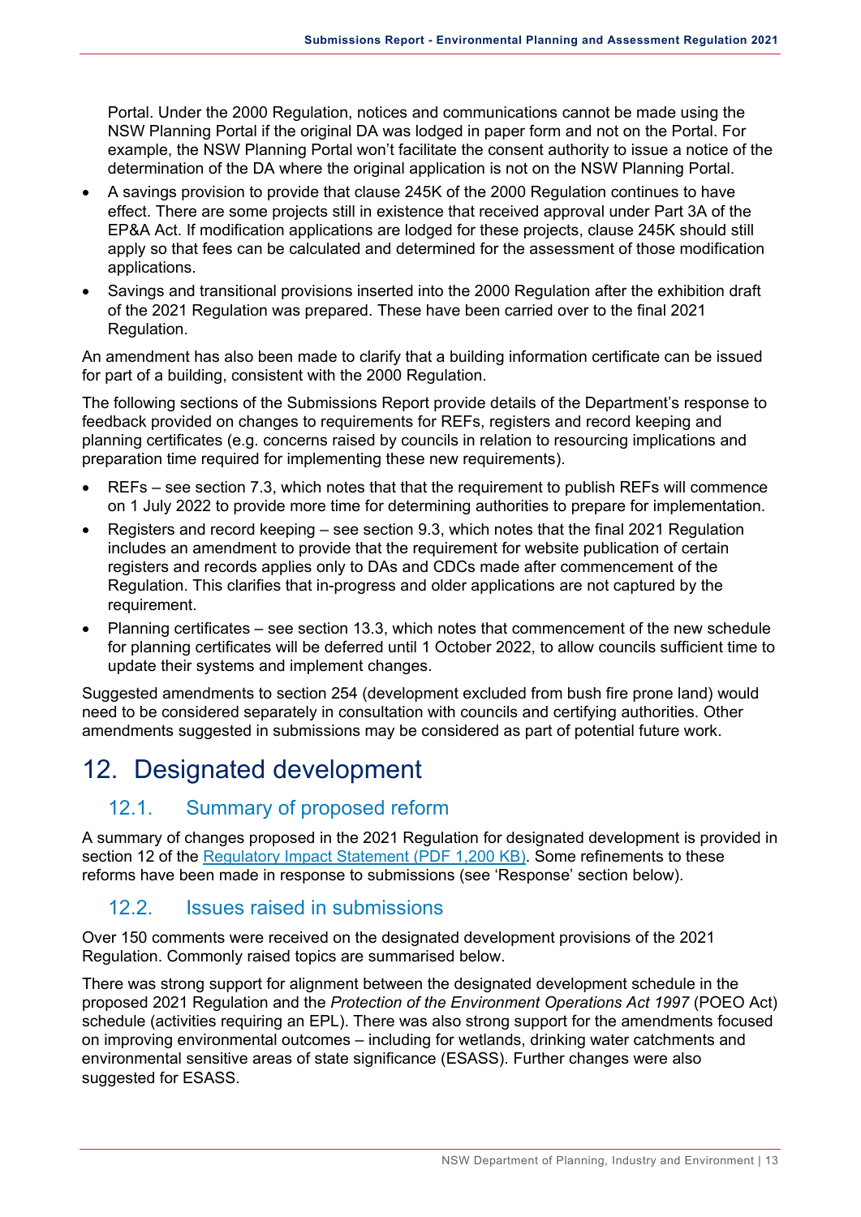Portal. Under the 2000 Regulation, notices and communications cannot be made using the NSW Planning Portal if the original DA was lodged in paper form and not on the Portal. For example, the NSW Planning Portal won't facilitate the consent authority to issue a notice of the determination of the DA where the original application is not on the NSW Planning Portal.

- A savings provision to provide that clause 245K of the 2000 Regulation continues to have effect. There are some projects still in existence that received approval under Part 3A of the EP&A Act. If modification applications are lodged for these projects, clause 245K should still apply so that fees can be calculated and determined for the assessment of those modification applications.
- Savings and transitional provisions inserted into the 2000 Regulation after the exhibition draft of the 2021 Regulation was prepared. These have been carried over to the final 2021 Regulation.

An amendment has also been made to clarify that a building information certificate can be issued for part of a building, consistent with the 2000 Regulation.

The following sections of the Submissions Report provide details of the Department's response to feedback provided on changes to requirements for REFs, registers and record keeping and planning certificates (e.g. concerns raised by councils in relation to resourcing implications and preparation time required for implementing these new requirements).

- REFs – see section 7.3, which notes that that the requirement to publish REFs will commence on 1 July 2022 to provide more time for determining authorities to prepare for implementation.
- Registers and record keeping – see section 9.3, which notes that the final 2021 Regulation includes an amendment to provide that the requirement for website publication of certain registers and records applies only to DAs and CDCs made after commencement of the Regulation. This clarifies that in-progress and older applications are not captured by the requirement.
- Planning certificates – see section 13.3, which notes that commencement of the new schedule for planning certificates will be deferred until 1 October 2022, to allow councils sufficient time to update their systems and implement changes.

Suggested amendments to section 254 (development excluded from bush fire prone land) would need to be considered separately in consultation with councils and certifying authorities. Other amendments suggested in submissions may be considered as part of potential future work.

# 12. Designated development

## 12.1. Summary of proposed reform

A summary of changes proposed in the 2021 Regulation for designated development is provided in section 12 of the [Regulatory Impact Statement (PDF 1,200 KB)](). Some refinements to these reforms have been made in response to submissions (see 'Response' section below).

## 12.2. Issues raised in submissions

Over 150 comments were received on the designated development provisions of the 2021 Regulation. Commonly raised topics are summarised below.

There was strong support for alignment between the designated development schedule in the proposed 2021 Regulation and the *Protection of the Environment Operations Act 1997* (POEO Act) schedule (activities requiring an EPL). There was also strong support for the amendments focused on improving environmental outcomes – including for wetlands, drinking water catchments and environmental sensitive areas of state significance (ESASS). Further changes were also suggested for ESASS.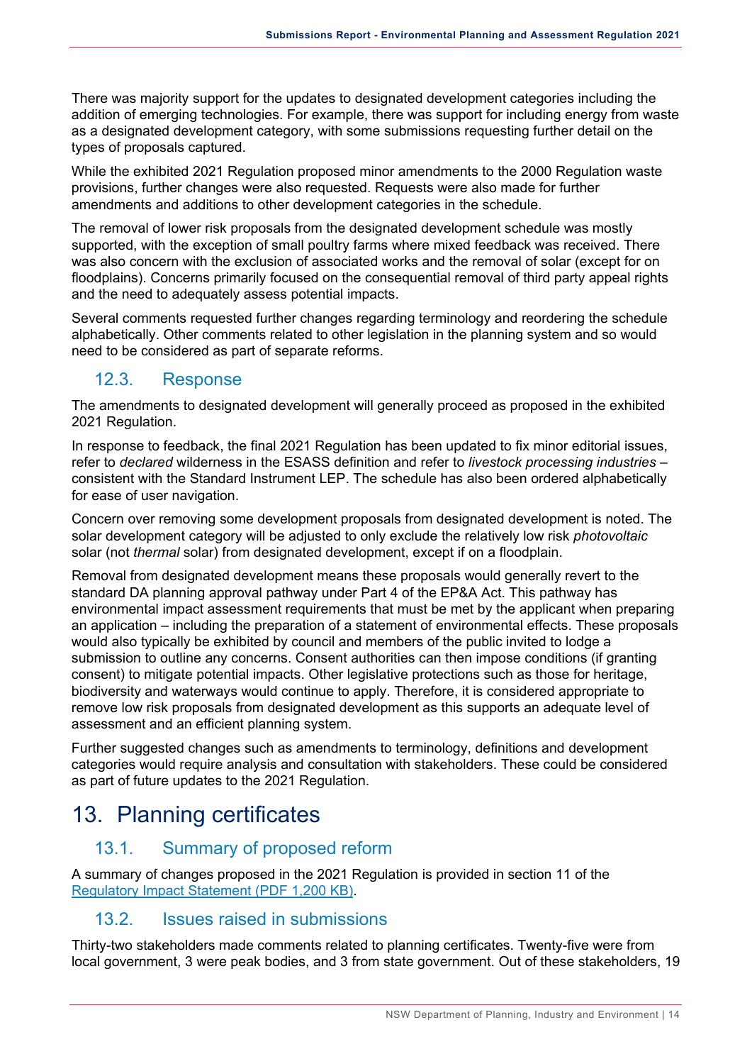There was majority support for the updates to designated development categories including the addition of emerging technologies. For example, there was support for including energy from waste as a designated development category, with some submissions requesting further detail on the types of proposals captured.

While the exhibited 2021 Regulation proposed minor amendments to the 2000 Regulation waste provisions, further changes were also requested. Requests were also made for further amendments and additions to other development categories in the schedule.

The removal of lower risk proposals from the designated development schedule was mostly supported, with the exception of small poultry farms where mixed feedback was received. There was also concern with the exclusion of associated works and the removal of solar (except for on floodplains). Concerns primarily focused on the consequential removal of third party appeal rights and the need to adequately assess potential impacts.

Several comments requested further changes regarding terminology and reordering the schedule alphabetically. Other comments related to other legislation in the planning system and so would need to be considered as part of separate reforms.

### 12.3. Response

The amendments to designated development will generally proceed as proposed in the exhibited 2021 Regulation.

In response to feedback, the final 2021 Regulation has been updated to fix minor editorial issues, refer to *declared* wilderness in the ESASS definition and refer to *livestock processing industries* – consistent with the Standard Instrument LEP. The schedule has also been ordered alphabetically for ease of user navigation.

Concern over removing some development proposals from designated development is noted. The solar development category will be adjusted to only exclude the relatively low risk *photovoltaic* solar (not *thermal* solar) from designated development, except if on a floodplain.

Removal from designated development means these proposals would generally revert to the standard DA planning approval pathway under Part 4 of the EP&A Act. This pathway has environmental impact assessment requirements that must be met by the applicant when preparing an application – including the preparation of a statement of environmental effects. These proposals would also typically be exhibited by council and members of the public invited to lodge a submission to outline any concerns. Consent authorities can then impose conditions (if granting consent) to mitigate potential impacts. Other legislative protections such as those for heritage, biodiversity and waterways would continue to apply. Therefore, it is considered appropriate to remove low risk proposals from designated development as this supports an adequate level of assessment and an efficient planning system.

Further suggested changes such as amendments to terminology, definitions and development categories would require analysis and consultation with stakeholders. These could be considered as part of future updates to the 2021 Regulation.

## 13. Planning certificates

### 13.1. Summary of proposed reform

A summary of changes proposed in the 2021 Regulation is provided in section 11 of the [Regulatory Impact Statement (PDF 1,200 KB)](#).

### 13.2. Issues raised in submissions

Thirty-two stakeholders made comments related to planning certificates. Twenty-five were from local government, 3 were peak bodies, and 3 from state government. Out of these stakeholders, 19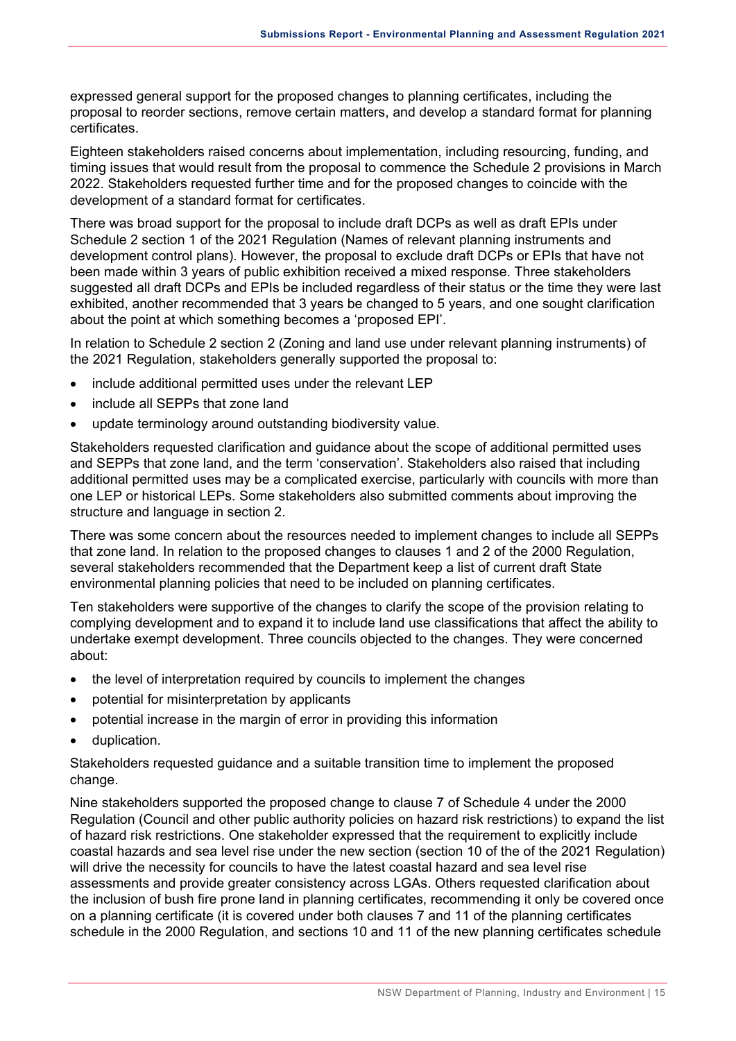expressed general support for the proposed changes to planning certificates, including the proposal to reorder sections, remove certain matters, and develop a standard format for planning certificates.

Eighteen stakeholders raised concerns about implementation, including resourcing, funding, and timing issues that would result from the proposal to commence the Schedule 2 provisions in March 2022. Stakeholders requested further time and for the proposed changes to coincide with the development of a standard format for certificates.

There was broad support for the proposal to include draft DCPs as well as draft EPIs under Schedule 2 section 1 of the 2021 Regulation (Names of relevant planning instruments and development control plans). However, the proposal to exclude draft DCPs or EPIs that have not been made within 3 years of public exhibition received a mixed response. Three stakeholders suggested all draft DCPs and EPIs be included regardless of their status or the time they were last exhibited, another recommended that 3 years be changed to 5 years, and one sought clarification about the point at which something becomes a 'proposed EPI'.

In relation to Schedule 2 section 2 (Zoning and land use under relevant planning instruments) of the 2021 Regulation, stakeholders generally supported the proposal to:

- include additional permitted uses under the relevant LEP
- include all SEPPs that zone land
- update terminology around outstanding biodiversity value.

Stakeholders requested clarification and guidance about the scope of additional permitted uses and SEPPs that zone land, and the term 'conservation'. Stakeholders also raised that including additional permitted uses may be a complicated exercise, particularly with councils with more than one LEP or historical LEPs. Some stakeholders also submitted comments about improving the structure and language in section 2.

There was some concern about the resources needed to implement changes to include all SEPPs that zone land. In relation to the proposed changes to clauses 1 and 2 of the 2000 Regulation, several stakeholders recommended that the Department keep a list of current draft State environmental planning policies that need to be included on planning certificates.

Ten stakeholders were supportive of the changes to clarify the scope of the provision relating to complying development and to expand it to include land use classifications that affect the ability to undertake exempt development. Three councils objected to the changes. They were concerned about:

- the level of interpretation required by councils to implement the changes
- potential for misinterpretation by applicants
- potential increase in the margin of error in providing this information
- duplication.

Stakeholders requested guidance and a suitable transition time to implement the proposed change.

Nine stakeholders supported the proposed change to clause 7 of Schedule 4 under the 2000 Regulation (Council and other public authority policies on hazard risk restrictions) to expand the list of hazard risk restrictions. One stakeholder expressed that the requirement to explicitly include coastal hazards and sea level rise under the new section (section 10 of the of the 2021 Regulation) will drive the necessity for councils to have the latest coastal hazard and sea level rise assessments and provide greater consistency across LGAs. Others requested clarification about the inclusion of bush fire prone land in planning certificates, recommending it only be covered once on a planning certificate (it is covered under both clauses 7 and 11 of the planning certificates schedule in the 2000 Regulation, and sections 10 and 11 of the new planning certificates schedule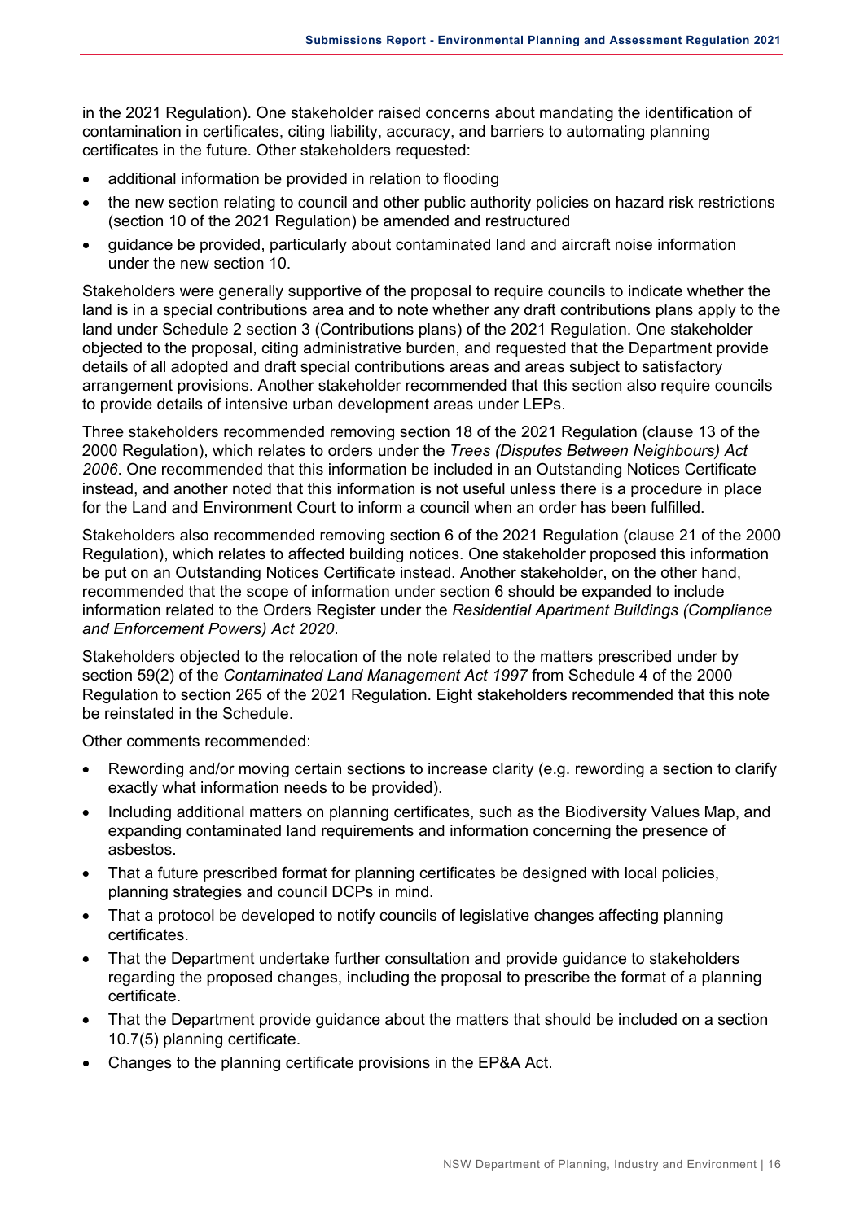in the 2021 Regulation). One stakeholder raised concerns about mandating the identification of contamination in certificates, citing liability, accuracy, and barriers to automating planning certificates in the future. Other stakeholders requested:

- additional information be provided in relation to flooding
- the new section relating to council and other public authority policies on hazard risk restrictions (section 10 of the 2021 Regulation) be amended and restructured
- guidance be provided, particularly about contaminated land and aircraft noise information under the new section 10.

Stakeholders were generally supportive of the proposal to require councils to indicate whether the land is in a special contributions area and to note whether any draft contributions plans apply to the land under Schedule 2 section 3 (Contributions plans) of the 2021 Regulation. One stakeholder objected to the proposal, citing administrative burden, and requested that the Department provide details of all adopted and draft special contributions areas and areas subject to satisfactory arrangement provisions. Another stakeholder recommended that this section also require councils to provide details of intensive urban development areas under LEPs.

Three stakeholders recommended removing section 18 of the 2021 Regulation (clause 13 of the 2000 Regulation), which relates to orders under the *Trees (Disputes Between Neighbours) Act 2006*. One recommended that this information be included in an Outstanding Notices Certificate instead, and another noted that this information is not useful unless there is a procedure in place for the Land and Environment Court to inform a council when an order has been fulfilled.

Stakeholders also recommended removing section 6 of the 2021 Regulation (clause 21 of the 2000 Regulation), which relates to affected building notices. One stakeholder proposed this information be put on an Outstanding Notices Certificate instead. Another stakeholder, on the other hand, recommended that the scope of information under section 6 should be expanded to include information related to the Orders Register under the *Residential Apartment Buildings (Compliance and Enforcement Powers) Act 2020*.

Stakeholders objected to the relocation of the note related to the matters prescribed under by section 59(2) of the *Contaminated Land Management Act 1997* from Schedule 4 of the 2000 Regulation to section 265 of the 2021 Regulation. Eight stakeholders recommended that this note be reinstated in the Schedule.

Other comments recommended:

- Rewording and/or moving certain sections to increase clarity (e.g. rewording a section to clarify exactly what information needs to be provided).
- Including additional matters on planning certificates, such as the Biodiversity Values Map, and expanding contaminated land requirements and information concerning the presence of asbestos.
- That a future prescribed format for planning certificates be designed with local policies, planning strategies and council DCPs in mind.
- That a protocol be developed to notify councils of legislative changes affecting planning certificates.
- That the Department undertake further consultation and provide guidance to stakeholders regarding the proposed changes, including the proposal to prescribe the format of a planning certificate.
- That the Department provide guidance about the matters that should be included on a section 10.7(5) planning certificate.
- Changes to the planning certificate provisions in the EP&A Act.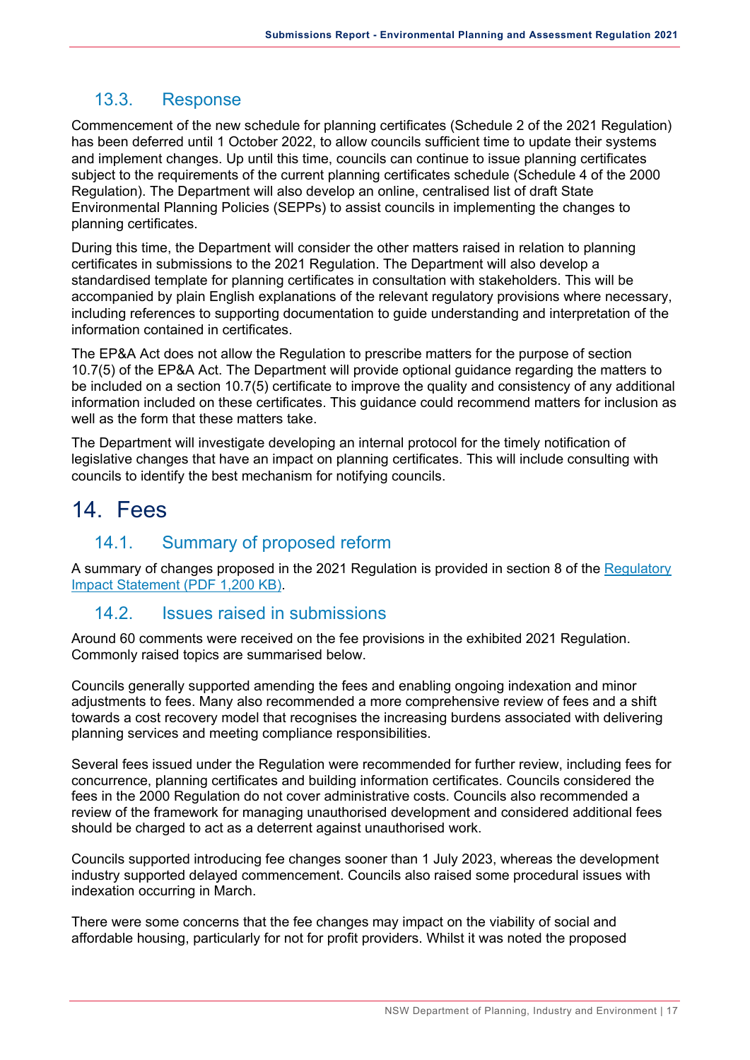### 13.3. Response

Commencement of the new schedule for planning certificates (Schedule 2 of the 2021 Regulation) has been deferred until 1 October 2022, to allow councils sufficient time to update their systems and implement changes. Up until this time, councils can continue to issue planning certificates subject to the requirements of the current planning certificates schedule (Schedule 4 of the 2000 Regulation). The Department will also develop an online, centralised list of draft State Environmental Planning Policies (SEPPs) to assist councils in implementing the changes to planning certificates.

During this time, the Department will consider the other matters raised in relation to planning certificates in submissions to the 2021 Regulation. The Department will also develop a standardised template for planning certificates in consultation with stakeholders. This will be accompanied by plain English explanations of the relevant regulatory provisions where necessary, including references to supporting documentation to guide understanding and interpretation of the information contained in certificates.

The EP&A Act does not allow the Regulation to prescribe matters for the purpose of section 10.7(5) of the EP&A Act. The Department will provide optional guidance regarding the matters to be included on a section 10.7(5) certificate to improve the quality and consistency of any additional information included on these certificates. This guidance could recommend matters for inclusion as well as the form that these matters take.

The Department will investigate developing an internal protocol for the timely notification of legislative changes that have an impact on planning certificates. This will include consulting with councils to identify the best mechanism for notifying councils.

# 14. Fees

### 14.1. Summary of proposed reform

A summary of changes proposed in the 2021 Regulation is provided in section 8 of the [Regulatory Impact Statement (PDF 1,200 KB)](#).

### 14.2. Issues raised in submissions

Around 60 comments were received on the fee provisions in the exhibited 2021 Regulation. Commonly raised topics are summarised below.

Councils generally supported amending the fees and enabling ongoing indexation and minor adjustments to fees. Many also recommended a more comprehensive review of fees and a shift towards a cost recovery model that recognises the increasing burdens associated with delivering planning services and meeting compliance responsibilities.

Several fees issued under the Regulation were recommended for further review, including fees for concurrence, planning certificates and building information certificates. Councils considered the fees in the 2000 Regulation do not cover administrative costs. Councils also recommended a review of the framework for managing unauthorised development and considered additional fees should be charged to act as a deterrent against unauthorised work.

Councils supported introducing fee changes sooner than 1 July 2023, whereas the development industry supported delayed commencement. Councils also raised some procedural issues with indexation occurring in March.

There were some concerns that the fee changes may impact on the viability of social and affordable housing, particularly for not for profit providers. Whilst it was noted the proposed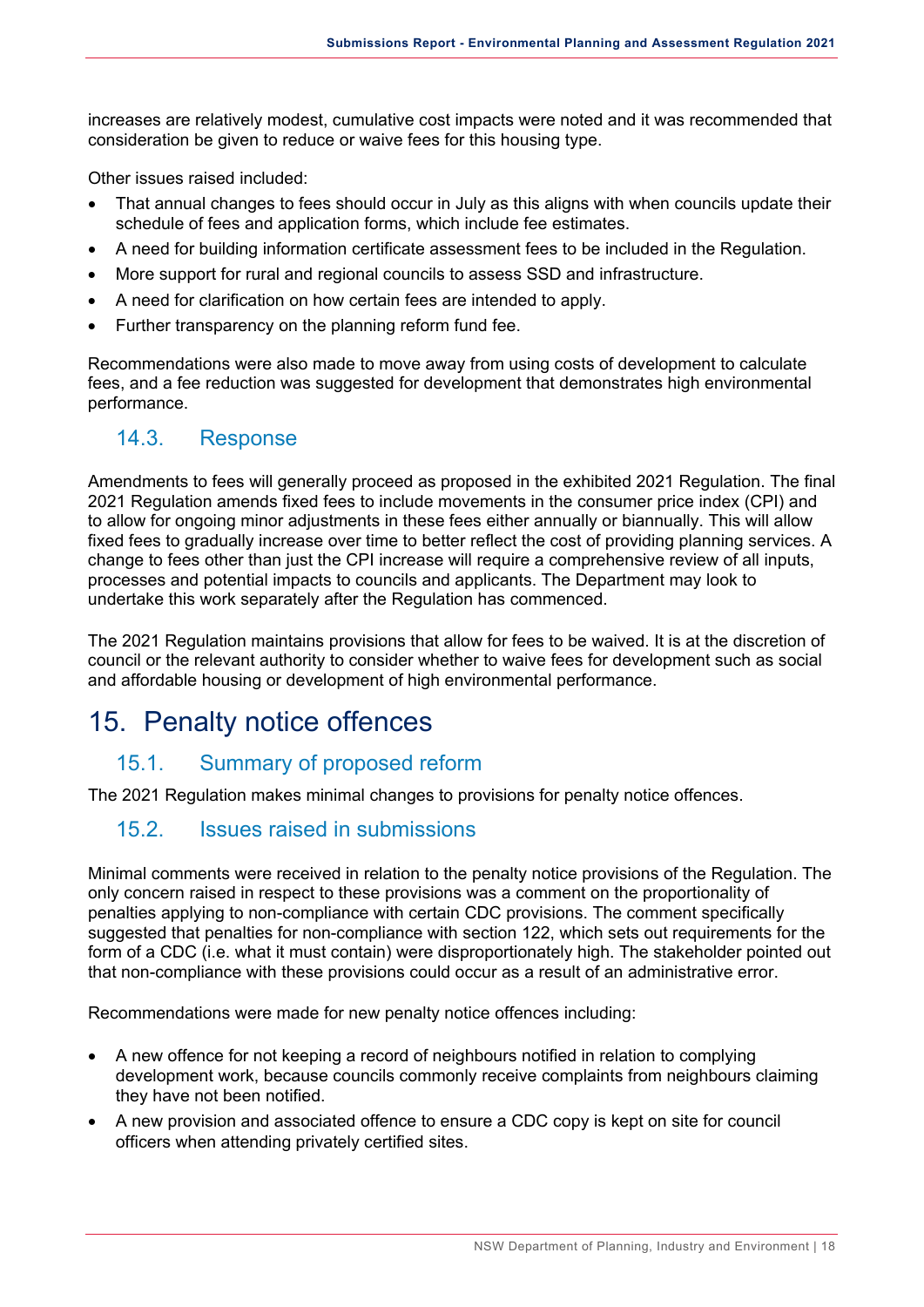increases are relatively modest, cumulative cost impacts were noted and it was recommended that consideration be given to reduce or waive fees for this housing type.

Other issues raised included:

- That annual changes to fees should occur in July as this aligns with when councils update their schedule of fees and application forms, which include fee estimates.
- A need for building information certificate assessment fees to be included in the Regulation.
- More support for rural and regional councils to assess SSD and infrastructure.
- A need for clarification on how certain fees are intended to apply.
- Further transparency on the planning reform fund fee.

Recommendations were also made to move away from using costs of development to calculate fees, and a fee reduction was suggested for development that demonstrates high environmental performance.

### 14.3. Response

Amendments to fees will generally proceed as proposed in the exhibited 2021 Regulation. The final 2021 Regulation amends fixed fees to include movements in the consumer price index (CPI) and to allow for ongoing minor adjustments in these fees either annually or biannually. This will allow fixed fees to gradually increase over time to better reflect the cost of providing planning services. A change to fees other than just the CPI increase will require a comprehensive review of all inputs, processes and potential impacts to councils and applicants. The Department may look to undertake this work separately after the Regulation has commenced.

The 2021 Regulation maintains provisions that allow for fees to be waived. It is at the discretion of council or the relevant authority to consider whether to waive fees for development such as social and affordable housing or development of high environmental performance.

## 15. Penalty notice offences

### 15.1. Summary of proposed reform

The 2021 Regulation makes minimal changes to provisions for penalty notice offences.

### 15.2. Issues raised in submissions

Minimal comments were received in relation to the penalty notice provisions of the Regulation. The only concern raised in respect to these provisions was a comment on the proportionality of penalties applying to non-compliance with certain CDC provisions. The comment specifically suggested that penalties for non-compliance with section 122, which sets out requirements for the form of a CDC (i.e. what it must contain) were disproportionately high. The stakeholder pointed out that non-compliance with these provisions could occur as a result of an administrative error.

Recommendations were made for new penalty notice offences including:

- A new offence for not keeping a record of neighbours notified in relation to complying development work, because councils commonly receive complaints from neighbours claiming they have not been notified.
- A new provision and associated offence to ensure a CDC copy is kept on site for council officers when attending privately certified sites.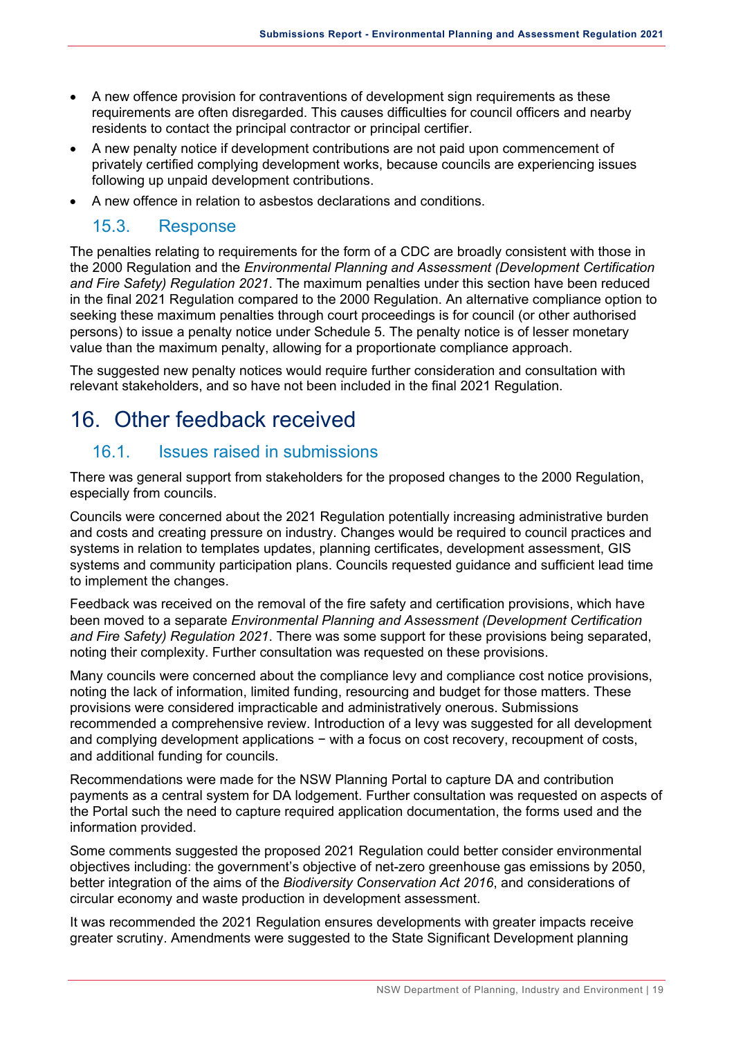- A new offence provision for contraventions of development sign requirements as these requirements are often disregarded. This causes difficulties for council officers and nearby residents to contact the principal contractor or principal certifier.
- A new penalty notice if development contributions are not paid upon commencement of privately certified complying development works, because councils are experiencing issues following up unpaid development contributions.
- A new offence in relation to asbestos declarations and conditions.

### 15.3. Response

The penalties relating to requirements for the form of a CDC are broadly consistent with those in the 2000 Regulation and the *Environmental Planning and Assessment (Development Certification and Fire Safety) Regulation 2021*. The maximum penalties under this section have been reduced in the final 2021 Regulation compared to the 2000 Regulation. An alternative compliance option to seeking these maximum penalties through court proceedings is for council (or other authorised persons) to issue a penalty notice under Schedule 5. The penalty notice is of lesser monetary value than the maximum penalty, allowing for a proportionate compliance approach.

The suggested new penalty notices would require further consideration and consultation with relevant stakeholders, and so have not been included in the final 2021 Regulation.

## 16. Other feedback received

### 16.1. Issues raised in submissions

There was general support from stakeholders for the proposed changes to the 2000 Regulation, especially from councils.

Councils were concerned about the 2021 Regulation potentially increasing administrative burden and costs and creating pressure on industry. Changes would be required to council practices and systems in relation to templates updates, planning certificates, development assessment, GIS systems and community participation plans. Councils requested guidance and sufficient lead time to implement the changes.

Feedback was received on the removal of the fire safety and certification provisions, which have been moved to a separate *Environmental Planning and Assessment (Development Certification and Fire Safety) Regulation 2021*. There was some support for these provisions being separated, noting their complexity. Further consultation was requested on these provisions.

Many councils were concerned about the compliance levy and compliance cost notice provisions, noting the lack of information, limited funding, resourcing and budget for those matters. These provisions were considered impracticable and administratively onerous. Submissions recommended a comprehensive review. Introduction of a levy was suggested for all development and complying development applications − with a focus on cost recovery, recoupment of costs, and additional funding for councils.

Recommendations were made for the NSW Planning Portal to capture DA and contribution payments as a central system for DA lodgement. Further consultation was requested on aspects of the Portal such the need to capture required application documentation, the forms used and the information provided.

Some comments suggested the proposed 2021 Regulation could better consider environmental objectives including: the government's objective of net-zero greenhouse gas emissions by 2050, better integration of the aims of the *Biodiversity Conservation Act 2016*, and considerations of circular economy and waste production in development assessment.

It was recommended the 2021 Regulation ensures developments with greater impacts receive greater scrutiny. Amendments were suggested to the State Significant Development planning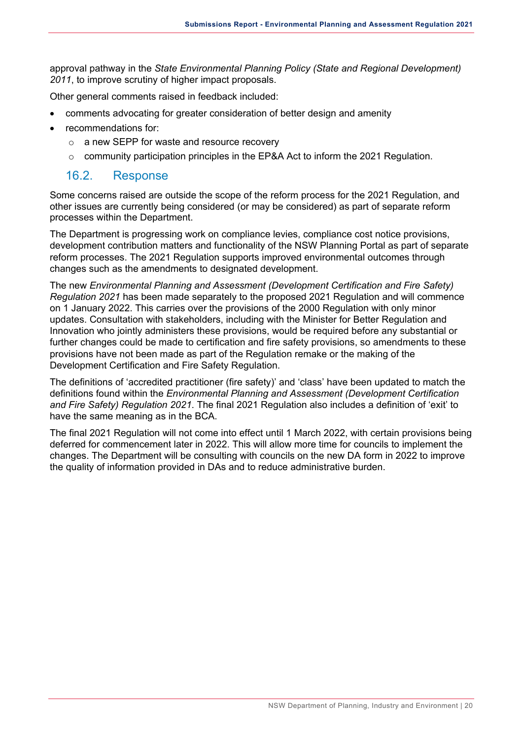approval pathway in the *State Environmental Planning Policy (State and Regional Development) 2011*, to improve scrutiny of higher impact proposals.

Other general comments raised in feedback included:

- comments advocating for greater consideration of better design and amenity
- recommendations for:
  - a new SEPP for waste and resource recovery
  - community participation principles in the EP&A Act to inform the 2021 Regulation.

## 16.2. Response

Some concerns raised are outside the scope of the reform process for the 2021 Regulation, and other issues are currently being considered (or may be considered) as part of separate reform processes within the Department.

The Department is progressing work on compliance levies, compliance cost notice provisions, development contribution matters and functionality of the NSW Planning Portal as part of separate reform processes. The 2021 Regulation supports improved environmental outcomes through changes such as the amendments to designated development.

The new *Environmental Planning and Assessment (Development Certification and Fire Safety) Regulation 2021* has been made separately to the proposed 2021 Regulation and will commence on 1 January 2022. This carries over the provisions of the 2000 Regulation with only minor updates. Consultation with stakeholders, including with the Minister for Better Regulation and Innovation who jointly administers these provisions, would be required before any substantial or further changes could be made to certification and fire safety provisions, so amendments to these provisions have not been made as part of the Regulation remake or the making of the Development Certification and Fire Safety Regulation.

The definitions of 'accredited practitioner (fire safety)' and 'class' have been updated to match the definitions found within the *Environmental Planning and Assessment (Development Certification and Fire Safety) Regulation 2021.* The final 2021 Regulation also includes a definition of 'exit' to have the same meaning as in the BCA.

The final 2021 Regulation will not come into effect until 1 March 2022, with certain provisions being deferred for commencement later in 2022. This will allow more time for councils to implement the changes. The Department will be consulting with councils on the new DA form in 2022 to improve the quality of information provided in DAs and to reduce administrative burden.